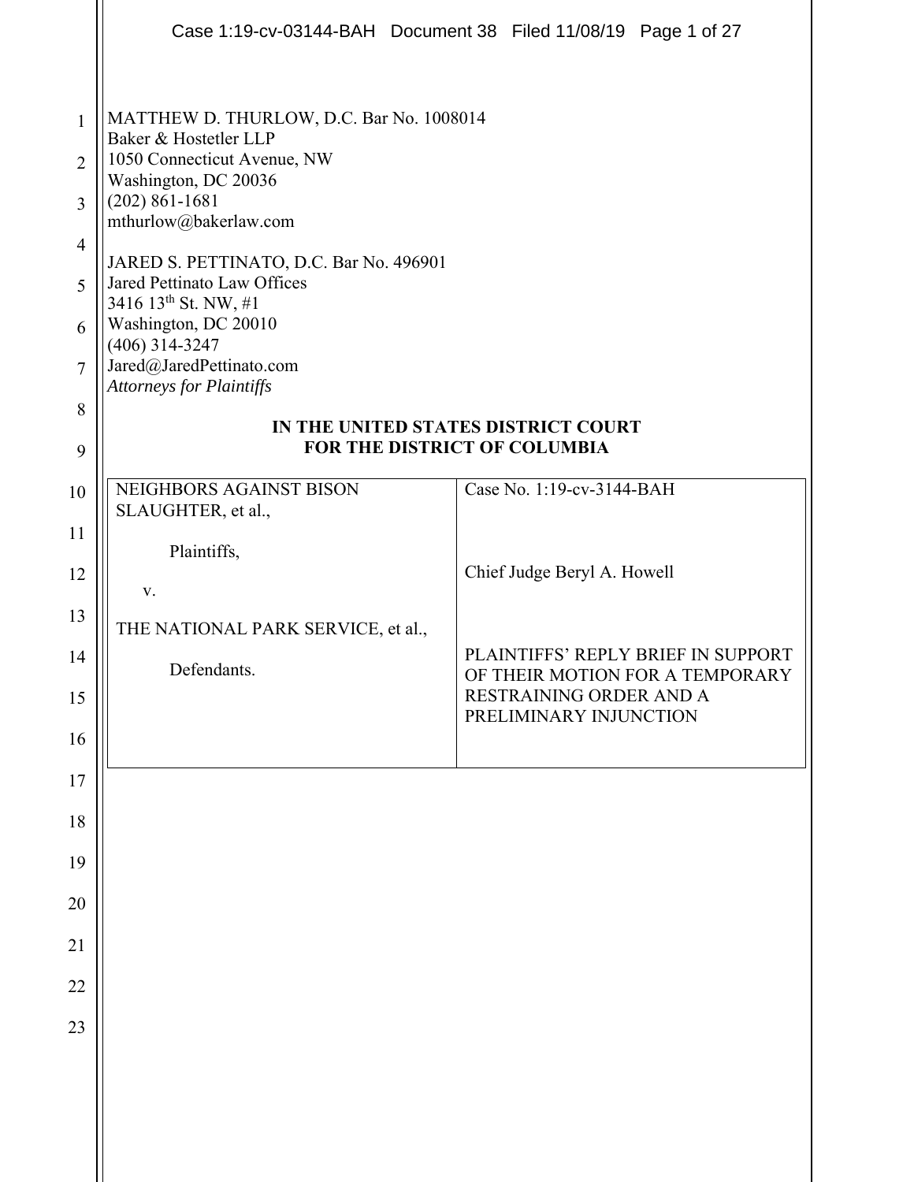MATTHEW D. THURLOW, D.C. Bar No. 1008014
Baker & Hostetler LLP
1050 Connecticut Avenue, NW
Washington, DC 20036
(202) 861-1681
mthurlow@bakerlaw.com

JARED S. PETTINATO, D.C. Bar No. 496901
Jared Pettinato Law Offices
3416 13th St. NW, #1
Washington, DC 20010
(406) 314-3247
Jared@JaredPettinato.com
*Attorneys for Plaintiffs*

**IN THE UNITED STATES DISTRICT COURT
FOR THE DISTRICT OF COLUMBIA**

| | |
|---|---|
| NEIGHBORS AGAINST BISON SLAUGHTER, et al.,<br><br>Plaintiffs,<br><br>v.<br><br>THE NATIONAL PARK SERVICE, et al.,<br><br>Defendants. | Case No. 1:19-cv-3144-BAH<br><br>Chief Judge Beryl A. Howell<br><br>PLAINTIFFS' REPLY BRIEF IN SUPPORT OF THEIR MOTION FOR A TEMPORARY RESTRAINING ORDER AND A PRELIMINARY INJUNCTION |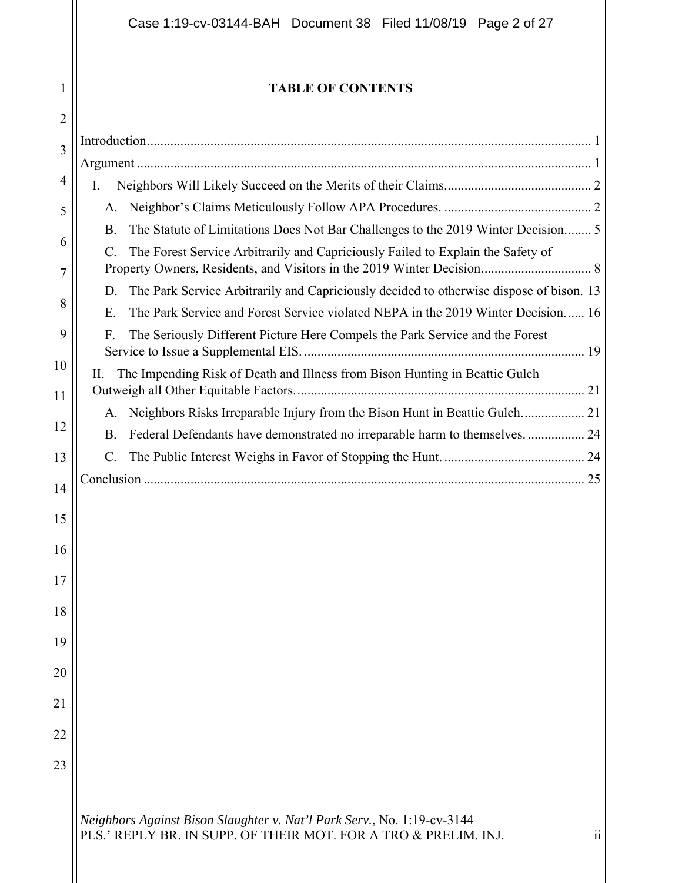## TABLE OF CONTENTS

Introduction ........................................................................................................................ 1

Argument ............................................................................................................................ 1

- I. Neighbors Will Likely Succeed on the Merits of their Claims ........................................... 2
  - A. Neighbor's Claims Meticulously Follow APA Procedures. ............................................ 2
  - B. The Statute of Limitations Does Not Bar Challenges to the 2019 Winter Decision........ 5
  - C. The Forest Service Arbitrarily and Capriciously Failed to Explain the Safety of Property Owners, Residents, and Visitors in the 2019 Winter Decision................................. 8
  - D. The Park Service Arbitrarily and Capriciously decided to otherwise dispose of bison. 13
  - E. The Park Service and Forest Service violated NEPA in the 2019 Winter Decision...... 16
  - F. The Seriously Different Picture Here Compels the Park Service and the Forest Service to Issue a Supplemental EIS. ................................................................................... 19
- II. The Impending Risk of Death and Illness from Bison Hunting in Beattie Gulch Outweigh all Other Equitable Factors. ..................................................................................... 21
  - A. Neighbors Risks Irreparable Injury from the Bison Hunt in Beattie Gulch. .................. 21
  - B. Federal Defendants have demonstrated no irreparable harm to themselves. ................. 24
  - C. The Public Interest Weighs in Favor of Stopping the Hunt. .......................................... 24

Conclusion .......................................................................................................................... 25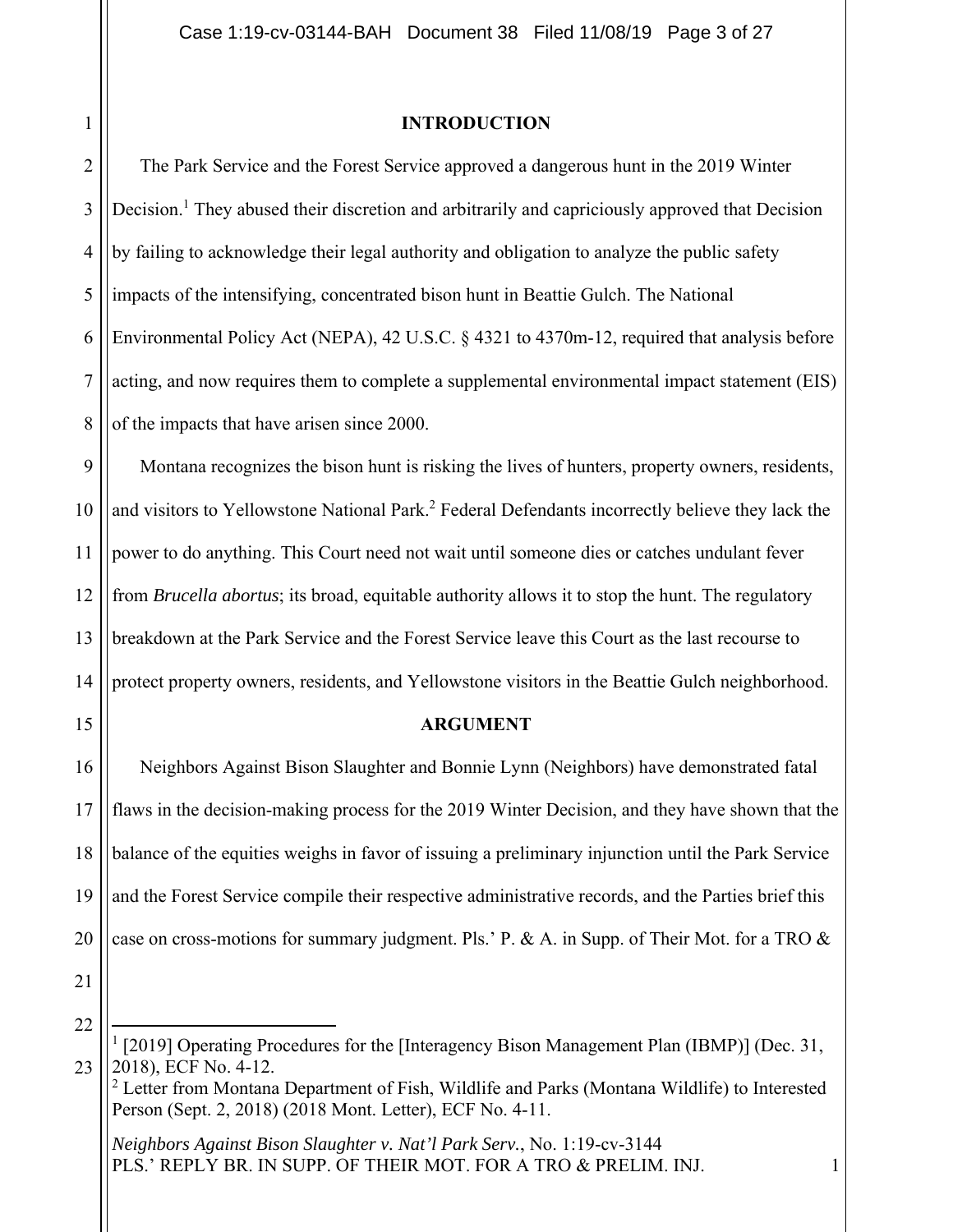## INTRODUCTION

The Park Service and the Forest Service approved a dangerous hunt in the 2019 Winter Decision.[1] They abused their discretion and arbitrarily and capriciously approved that Decision by failing to acknowledge their legal authority and obligation to analyze the public safety impacts of the intensifying, concentrated bison hunt in Beattie Gulch. The National Environmental Policy Act (NEPA), 42 U.S.C. § 4321 to 4370m-12, required that analysis before acting, and now requires them to complete a supplemental environmental impact statement (EIS) of the impacts that have arisen since 2000.

Montana recognizes the bison hunt is risking the lives of hunters, property owners, residents, and visitors to Yellowstone National Park.[2] Federal Defendants incorrectly believe they lack the power to do anything. This Court need not wait until someone dies or catches undulant fever from *Brucella abortus*; its broad, equitable authority allows it to stop the hunt. The regulatory breakdown at the Park Service and the Forest Service leave this Court as the last recourse to protect property owners, residents, and Yellowstone visitors in the Beattie Gulch neighborhood.

## ARGUMENT

Neighbors Against Bison Slaughter and Bonnie Lynn (Neighbors) have demonstrated fatal flaws in the decision-making process for the 2019 Winter Decision, and they have shown that the balance of the equities weighs in favor of issuing a preliminary injunction until the Park Service and the Forest Service compile their respective administrative records, and the Parties brief this case on cross-motions for summary judgment. Pls.' P. & A. in Supp. of Their Mot. for a TRO &

---

[1] [2019] Operating Procedures for the [Interagency Bison Management Plan (IBMP)] (Dec. 31, 2018), ECF No. 4-12.

[2] Letter from Montana Department of Fish, Wildlife and Parks (Montana Wildlife) to Interested Person (Sept. 2, 2018) (2018 Mont. Letter), ECF No. 4-11.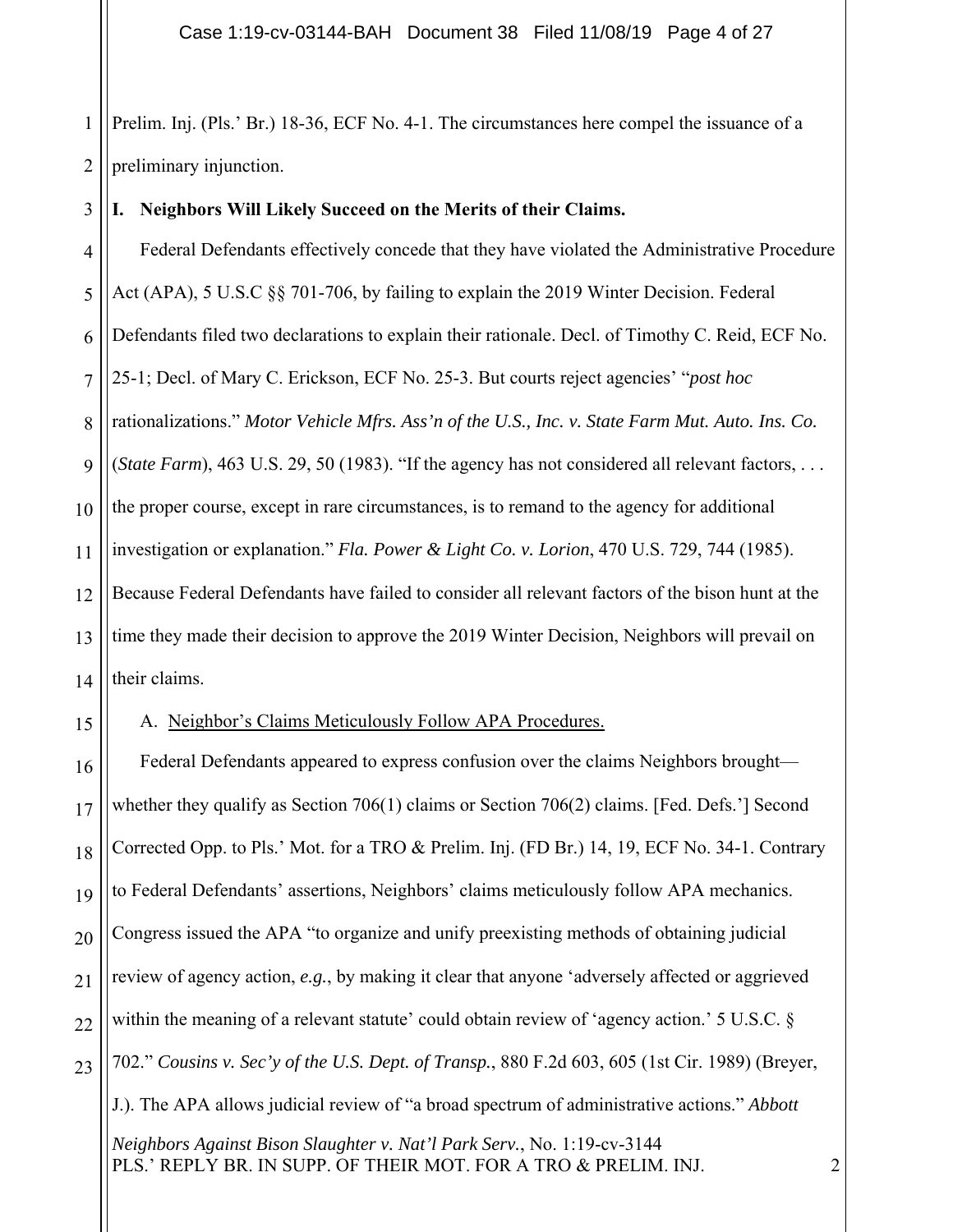Prelim. Inj. (Pls.' Br.) 18-36, ECF No. 4-1. The circumstances here compel the issuance of a preliminary injunction.

## I. Neighbors Will Likely Succeed on the Merits of their Claims.

Federal Defendants effectively concede that they have violated the Administrative Procedure Act (APA), 5 U.S.C §§ 701-706, by failing to explain the 2019 Winter Decision. Federal Defendants filed two declarations to explain their rationale. Decl. of Timothy C. Reid, ECF No. 25-1; Decl. of Mary C. Erickson, ECF No. 25-3. But courts reject agencies' "*post hoc* rationalizations." *Motor Vehicle Mfrs. Ass'n of the U.S., Inc. v. State Farm Mut. Auto. Ins. Co.* (*State Farm*), 463 U.S. 29, 50 (1983). "If the agency has not considered all relevant factors, . . . the proper course, except in rare circumstances, is to remand to the agency for additional investigation or explanation." *Fla. Power & Light Co. v. Lorion*, 470 U.S. 729, 744 (1985). Because Federal Defendants have failed to consider all relevant factors of the bison hunt at the time they made their decision to approve the 2019 Winter Decision, Neighbors will prevail on their claims.

### A. Neighbor's Claims Meticulously Follow APA Procedures.

Federal Defendants appeared to express confusion over the claims Neighbors brought—whether they qualify as Section 706(1) claims or Section 706(2) claims. [Fed. Defs.'] Second Corrected Opp. to Pls.' Mot. for a TRO & Prelim. Inj. (FD Br.) 14, 19, ECF No. 34-1. Contrary to Federal Defendants' assertions, Neighbors' claims meticulously follow APA mechanics. Congress issued the APA "to organize and unify preexisting methods of obtaining judicial review of agency action, *e.g.*, by making it clear that anyone 'adversely affected or aggrieved within the meaning of a relevant statute' could obtain review of 'agency action.' 5 U.S.C. § 702." *Cousins v. Sec'y of the U.S. Dept. of Transp.*, 880 F.2d 603, 605 (1st Cir. 1989) (Breyer, J.). The APA allows judicial review of "a broad spectrum of administrative actions." *Abbott*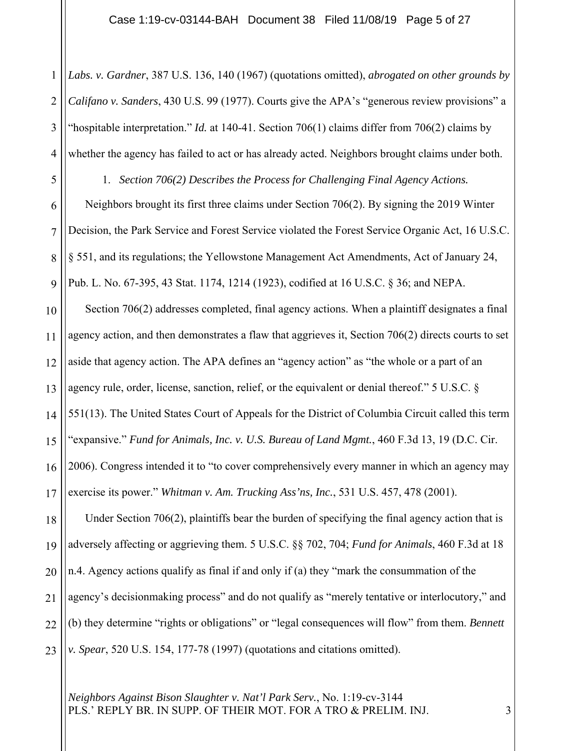*Labs. v. Gardner*, 387 U.S. 136, 140 (1967) (quotations omitted), *abrogated on other grounds by Califano v. Sanders*, 430 U.S. 99 (1977). Courts give the APA's "generous review provisions" a "hospitable interpretation." *Id.* at 140-41. Section 706(1) claims differ from 706(2) claims by whether the agency has failed to act or has already acted. Neighbors brought claims under both.

1. *Section 706(2) Describes the Process for Challenging Final Agency Actions.*

Neighbors brought its first three claims under Section 706(2). By signing the 2019 Winter Decision, the Park Service and Forest Service violated the Forest Service Organic Act, 16 U.S.C. § 551, and its regulations; the Yellowstone Management Act Amendments, Act of January 24, Pub. L. No. 67-395, 43 Stat. 1174, 1214 (1923), codified at 16 U.S.C. § 36; and NEPA.

Section 706(2) addresses completed, final agency actions. When a plaintiff designates a final agency action, and then demonstrates a flaw that aggrieves it, Section 706(2) directs courts to set aside that agency action. The APA defines an "agency action" as "the whole or a part of an agency rule, order, license, sanction, relief, or the equivalent or denial thereof." 5 U.S.C. § 551(13). The United States Court of Appeals for the District of Columbia Circuit called this term "expansive." *Fund for Animals, Inc. v. U.S. Bureau of Land Mgmt.*, 460 F.3d 13, 19 (D.C. Cir. 2006). Congress intended it to "to cover comprehensively every manner in which an agency may exercise its power." *Whitman v. Am. Trucking Ass'ns, Inc.*, 531 U.S. 457, 478 (2001).

Under Section 706(2), plaintiffs bear the burden of specifying the final agency action that is adversely affecting or aggrieving them. 5 U.S.C. §§ 702, 704; *Fund for Animals*, 460 F.3d at 18 n.4. Agency actions qualify as final if and only if (a) they "mark the consummation of the agency's decisionmaking process" and do not qualify as "merely tentative or interlocutory," and (b) they determine "rights or obligations" or "legal consequences will flow" from them. *Bennett v. Spear*, 520 U.S. 154, 177-78 (1997) (quotations and citations omitted).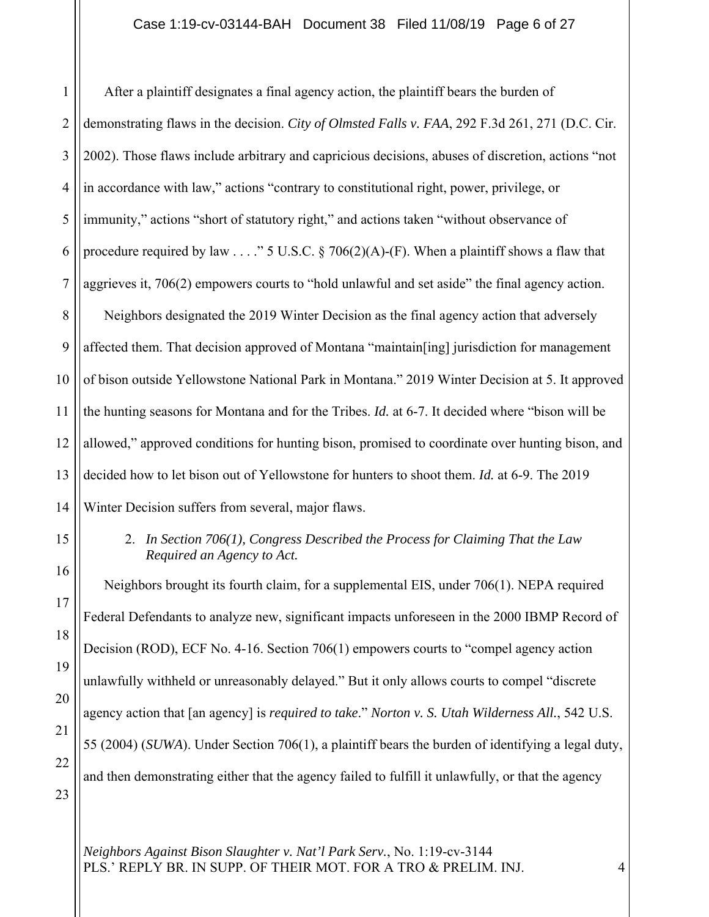After a plaintiff designates a final agency action, the plaintiff bears the burden of demonstrating flaws in the decision. *City of Olmsted Falls v. FAA*, 292 F.3d 261, 271 (D.C. Cir. 2002). Those flaws include arbitrary and capricious decisions, abuses of discretion, actions "not in accordance with law," actions "contrary to constitutional right, power, privilege, or immunity," actions "short of statutory right," and actions taken "without observance of procedure required by law . . . ." 5 U.S.C. § 706(2)(A)-(F). When a plaintiff shows a flaw that aggrieves it, 706(2) empowers courts to "hold unlawful and set aside" the final agency action.

Neighbors designated the 2019 Winter Decision as the final agency action that adversely affected them. That decision approved of Montana "maintain[ing] jurisdiction for management of bison outside Yellowstone National Park in Montana." 2019 Winter Decision at 5. It approved the hunting seasons for Montana and for the Tribes. *Id.* at 6-7. It decided where "bison will be allowed," approved conditions for hunting bison, promised to coordinate over hunting bison, and decided how to let bison out of Yellowstone for hunters to shoot them. *Id.* at 6-9. The 2019 Winter Decision suffers from several, major flaws.

2. *In Section 706(1), Congress Described the Process for Claiming That the Law Required an Agency to Act.*

Neighbors brought its fourth claim, for a supplemental EIS, under 706(1). NEPA required Federal Defendants to analyze new, significant impacts unforeseen in the 2000 IBMP Record of Decision (ROD), ECF No. 4-16. Section 706(1) empowers courts to "compel agency action unlawfully withheld or unreasonably delayed." But it only allows courts to compel "discrete agency action that [an agency] is *required to take*." *Norton v. S. Utah Wilderness All.*, 542 U.S. 55 (2004) (*SUWA*). Under Section 706(1), a plaintiff bears the burden of identifying a legal duty, and then demonstrating either that the agency failed to fulfill it unlawfully, or that the agency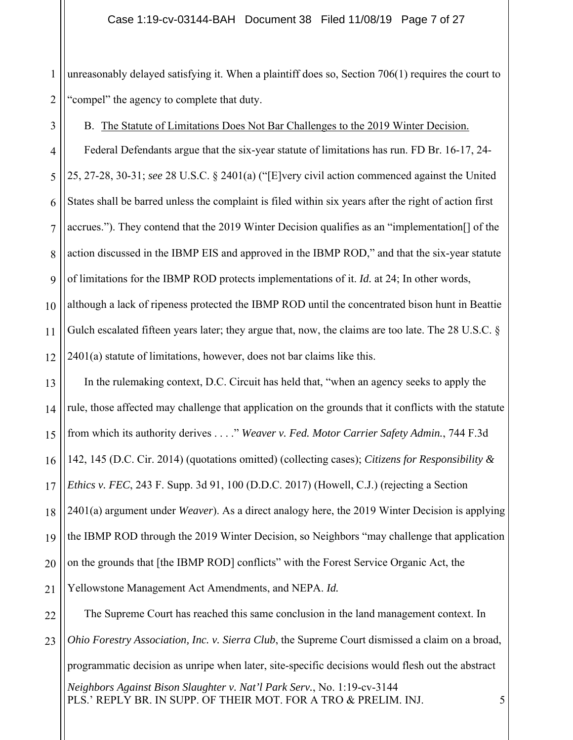unreasonably delayed satisfying it. When a plaintiff does so, Section 706(1) requires the court to "compel" the agency to complete that duty.

B. The Statute of Limitations Does Not Bar Challenges to the 2019 Winter Decision.

Federal Defendants argue that the six-year statute of limitations has run. FD Br. 16-17, 24-25, 27-28, 30-31; *see* 28 U.S.C. § 2401(a) ("[E]very civil action commenced against the United States shall be barred unless the complaint is filed within six years after the right of action first accrues."). They contend that the 2019 Winter Decision qualifies as an "implementation[] of the action discussed in the IBMP EIS and approved in the IBMP ROD," and that the six-year statute of limitations for the IBMP ROD protects implementations of it. *Id.* at 24; In other words, although a lack of ripeness protected the IBMP ROD until the concentrated bison hunt in Beattie Gulch escalated fifteen years later; they argue that, now, the claims are too late. The 28 U.S.C. § 2401(a) statute of limitations, however, does not bar claims like this.

In the rulemaking context, D.C. Circuit has held that, "when an agency seeks to apply the rule, those affected may challenge that application on the grounds that it conflicts with the statute from which its authority derives . . . ." *Weaver v. Fed. Motor Carrier Safety Admin.*, 744 F.3d 142, 145 (D.C. Cir. 2014) (quotations omitted) (collecting cases); *Citizens for Responsibility & Ethics v. FEC*, 243 F. Supp. 3d 91, 100 (D.D.C. 2017) (Howell, C.J.) (rejecting a Section 2401(a) argument under *Weaver*). As a direct analogy here, the 2019 Winter Decision is applying the IBMP ROD through the 2019 Winter Decision, so Neighbors "may challenge that application on the grounds that [the IBMP ROD] conflicts" with the Forest Service Organic Act, the Yellowstone Management Act Amendments, and NEPA. *Id.*

The Supreme Court has reached this same conclusion in the land management context. In *Ohio Forestry Association, Inc. v. Sierra Club*, the Supreme Court dismissed a claim on a broad, programmatic decision as unripe when later, site-specific decisions would flesh out the abstract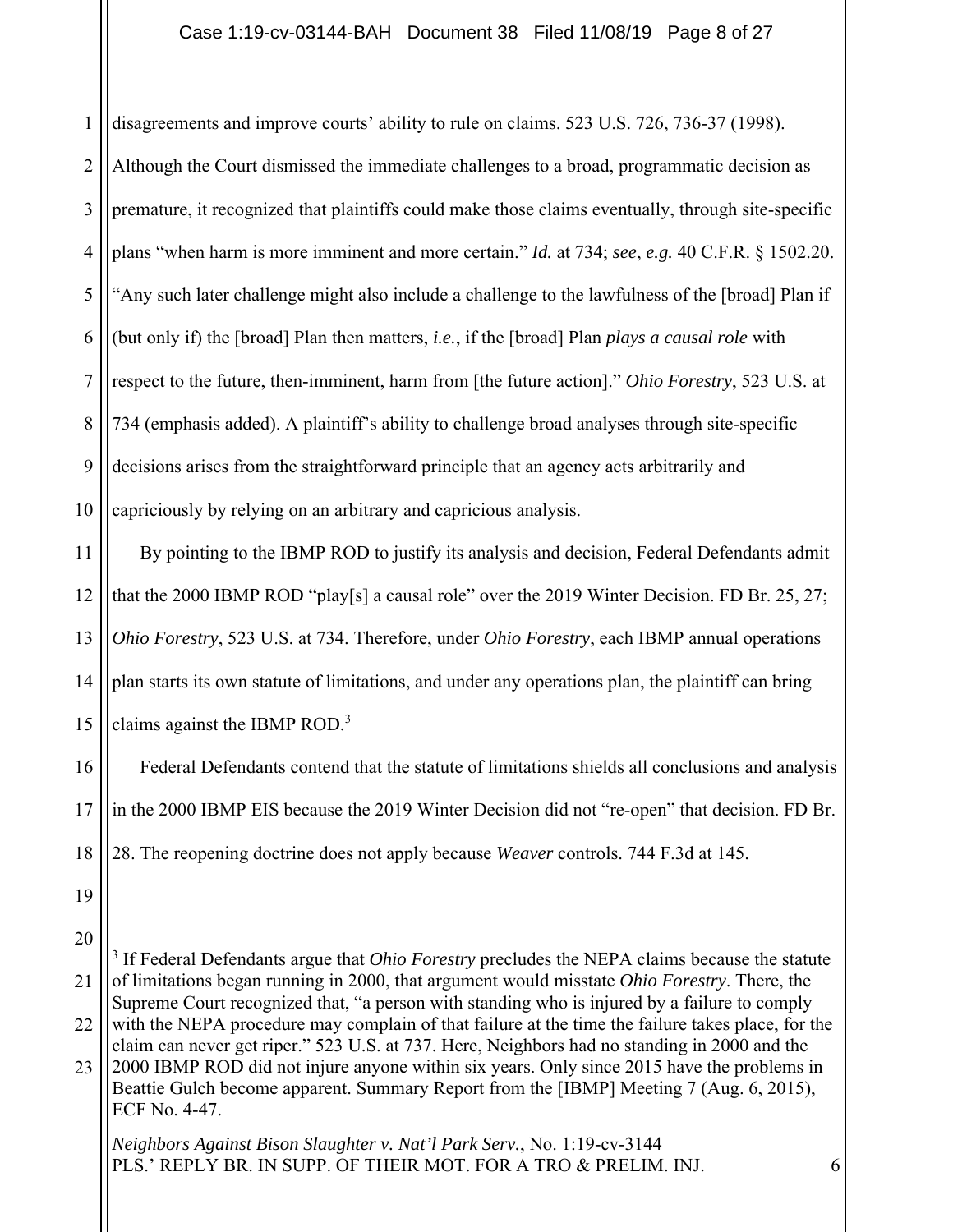disagreements and improve courts' ability to rule on claims. 523 U.S. 726, 736-37 (1998). Although the Court dismissed the immediate challenges to a broad, programmatic decision as premature, it recognized that plaintiffs could make those claims eventually, through site-specific plans "when harm is more imminent and more certain." *Id.* at 734; *see*, *e.g.* 40 C.F.R. § 1502.20. "Any such later challenge might also include a challenge to the lawfulness of the [broad] Plan if (but only if) the [broad] Plan then matters, *i.e.*, if the [broad] Plan *plays a causal role* with respect to the future, then-imminent, harm from [the future action]." *Ohio Forestry*, 523 U.S. at 734 (emphasis added). A plaintiff's ability to challenge broad analyses through site-specific decisions arises from the straightforward principle that an agency acts arbitrarily and capriciously by relying on an arbitrary and capricious analysis.

By pointing to the IBMP ROD to justify its analysis and decision, Federal Defendants admit that the 2000 IBMP ROD "play[s] a causal role" over the 2019 Winter Decision. FD Br. 25, 27; *Ohio Forestry*, 523 U.S. at 734. Therefore, under *Ohio Forestry*, each IBMP annual operations plan starts its own statute of limitations, and under any operations plan, the plaintiff can bring claims against the IBMP ROD.[3]

Federal Defendants contend that the statute of limitations shields all conclusions and analysis in the 2000 IBMP EIS because the 2019 Winter Decision did not "re-open" that decision. FD Br. 28. The reopening doctrine does not apply because *Weaver* controls. 744 F.3d at 145.

---

[3] If Federal Defendants argue that *Ohio Forestry* precludes the NEPA claims because the statute of limitations began running in 2000, that argument would misstate *Ohio Forestry*. There, the Supreme Court recognized that, "a person with standing who is injured by a failure to comply with the NEPA procedure may complain of that failure at the time the failure takes place, for the claim can never get riper." 523 U.S. at 737. Here, Neighbors had no standing in 2000 and the 2000 IBMP ROD did not injure anyone within six years. Only since 2015 have the problems in Beattie Gulch become apparent. Summary Report from the [IBMP] Meeting 7 (Aug. 6, 2015), ECF No. 4-47.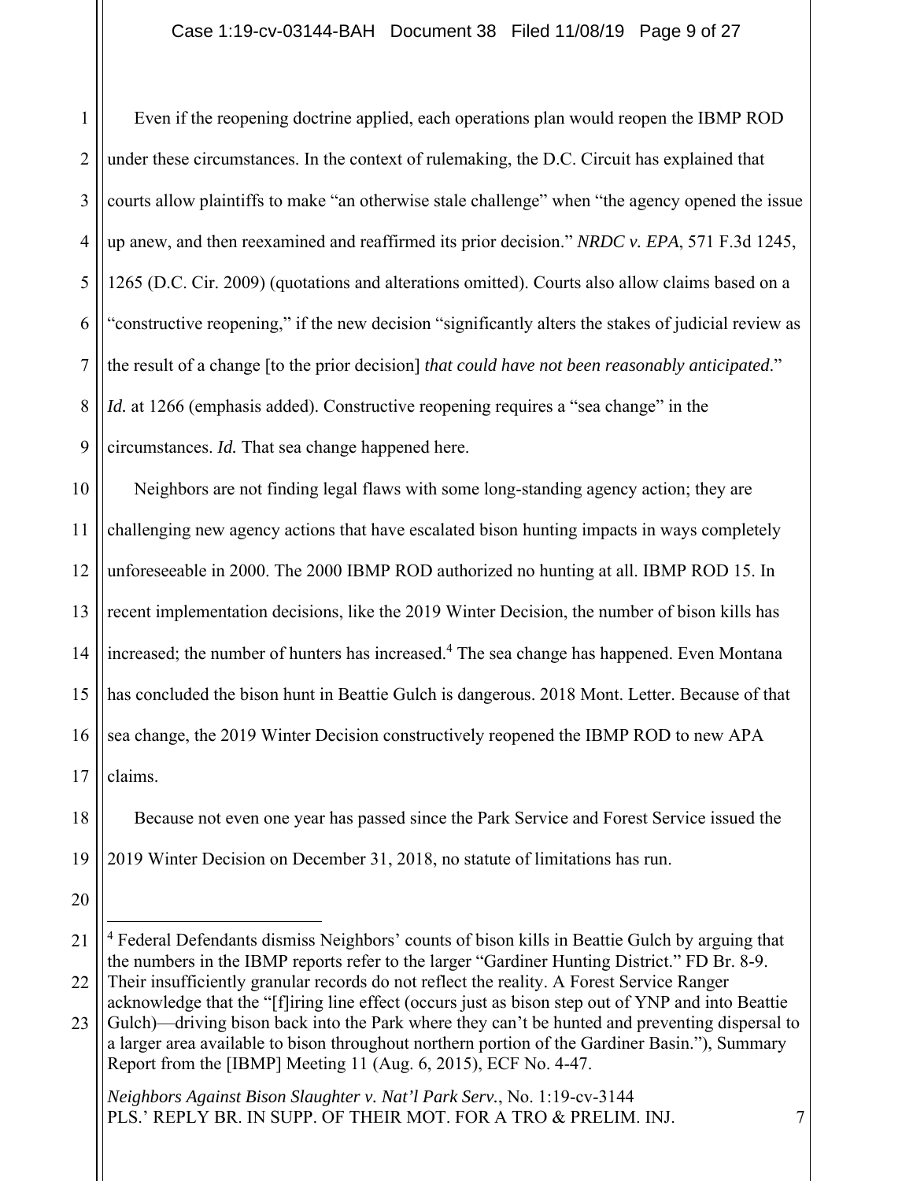Even if the reopening doctrine applied, each operations plan would reopen the IBMP ROD under these circumstances. In the context of rulemaking, the D.C. Circuit has explained that courts allow plaintiffs to make "an otherwise stale challenge" when "the agency opened the issue up anew, and then reexamined and reaffirmed its prior decision." *NRDC v. EPA*, 571 F.3d 1245, 1265 (D.C. Cir. 2009) (quotations and alterations omitted). Courts also allow claims based on a "constructive reopening," if the new decision "significantly alters the stakes of judicial review as the result of a change [to the prior decision] *that could have not been reasonably anticipated*." *Id.* at 1266 (emphasis added). Constructive reopening requires a "sea change" in the circumstances. *Id.* That sea change happened here.

Neighbors are not finding legal flaws with some long-standing agency action; they are challenging new agency actions that have escalated bison hunting impacts in ways completely unforeseeable in 2000. The 2000 IBMP ROD authorized no hunting at all. IBMP ROD 15. In recent implementation decisions, like the 2019 Winter Decision, the number of bison kills has increased; the number of hunters has increased.[4] The sea change has happened. Even Montana has concluded the bison hunt in Beattie Gulch is dangerous. 2018 Mont. Letter. Because of that sea change, the 2019 Winter Decision constructively reopened the IBMP ROD to new APA claims.

Because not even one year has passed since the Park Service and Forest Service issued the 2019 Winter Decision on December 31, 2018, no statute of limitations has run.

---

[4] Federal Defendants dismiss Neighbors' counts of bison kills in Beattie Gulch by arguing that the numbers in the IBMP reports refer to the larger "Gardiner Hunting District." FD Br. 8-9. Their insufficiently granular records do not reflect the reality. A Forest Service Ranger acknowledge that the "[f]iring line effect (occurs just as bison step out of YNP and into Beattie Gulch)—driving bison back into the Park where they can't be hunted and preventing dispersal to a larger area available to bison throughout northern portion of the Gardiner Basin."), Summary Report from the [IBMP] Meeting 11 (Aug. 6, 2015), ECF No. 4-47.

*Neighbors Against Bison Slaughter v. Nat'l Park Serv.*, No. 1:19-cv-3144
PLS.' REPLY BR. IN SUPP. OF THEIR MOT. FOR A TRO & PRELIM. INJ.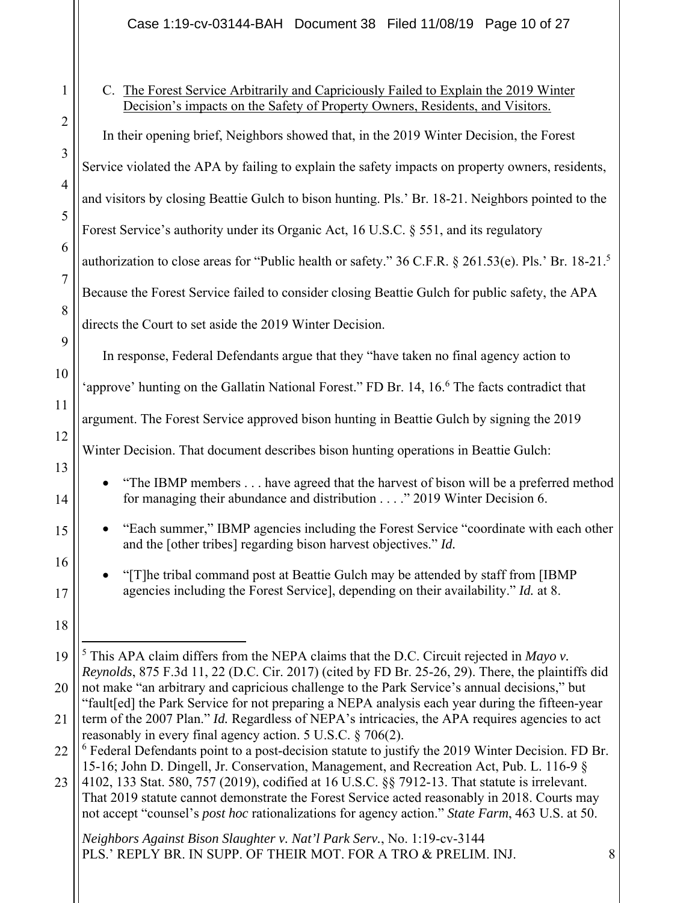C. <u>The Forest Service Arbitrarily and Capriciously Failed to Explain the 2019 Winter Decision's impacts on the Safety of Property Owners, Residents, and Visitors.</u>

In their opening brief, Neighbors showed that, in the 2019 Winter Decision, the Forest Service violated the APA by failing to explain the safety impacts on property owners, residents, and visitors by closing Beattie Gulch to bison hunting. Pls.' Br. 18-21. Neighbors pointed to the Forest Service's authority under its Organic Act, 16 U.S.C. § 551, and its regulatory authorization to close areas for "Public health or safety." 36 C.F.R. § 261.53(e). Pls.' Br. 18-21.[5] Because the Forest Service failed to consider closing Beattie Gulch for public safety, the APA directs the Court to set aside the 2019 Winter Decision.

In response, Federal Defendants argue that they "have taken no final agency action to 'approve' hunting on the Gallatin National Forest." FD Br. 14, 16.[6] The facts contradict that argument. The Forest Service approved bison hunting in Beattie Gulch by signing the 2019 Winter Decision. That document describes bison hunting operations in Beattie Gulch:

- "The IBMP members . . . have agreed that the harvest of bison will be a preferred method for managing their abundance and distribution . . . ." 2019 Winter Decision 6.
- "Each summer," IBMP agencies including the Forest Service "coordinate with each other and the [other tribes] regarding bison harvest objectives." *Id.*
- "[T]he tribal command post at Beattie Gulch may be attended by staff from [IBMP agencies including the Forest Service], depending on their availability." *Id.* at 8.

---

[5] This APA claim differs from the NEPA claims that the D.C. Circuit rejected in *Mayo v. Reynolds*, 875 F.3d 11, 22 (D.C. Cir. 2017) (cited by FD Br. 25-26, 29). There, the plaintiffs did not make "an arbitrary and capricious challenge to the Park Service's annual decisions," but "fault[ed] the Park Service for not preparing a NEPA analysis each year during the fifteen-year term of the 2007 Plan." *Id.* Regardless of NEPA's intricacies, the APA requires agencies to act reasonably in every final agency action. 5 U.S.C. § 706(2).

[6] Federal Defendants point to a post-decision statute to justify the 2019 Winter Decision. FD Br. 15-16; John D. Dingell, Jr. Conservation, Management, and Recreation Act, Pub. L. 116-9 § 4102, 133 Stat. 580, 757 (2019), codified at 16 U.S.C. §§ 7912-13. That statute is irrelevant. That 2019 statute cannot demonstrate the Forest Service acted reasonably in 2018. Courts may not accept "counsel's *post hoc* rationalizations for agency action." *State Farm*, 463 U.S. at 50.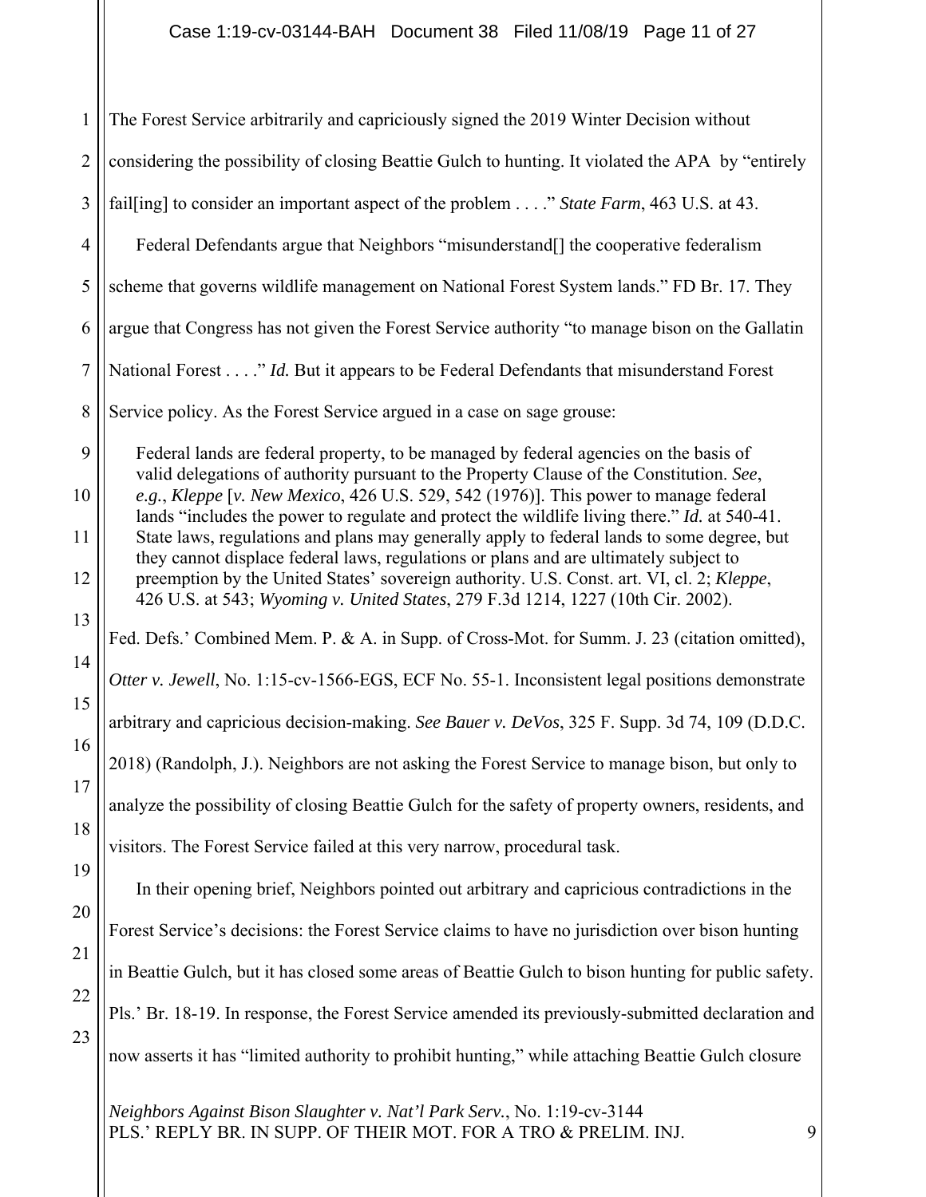The Forest Service arbitrarily and capriciously signed the 2019 Winter Decision without considering the possibility of closing Beattie Gulch to hunting. It violated the APA by "entirely fail[ing] to consider an important aspect of the problem . . . ." *State Farm*, 463 U.S. at 43.

Federal Defendants argue that Neighbors "misunderstand[] the cooperative federalism scheme that governs wildlife management on National Forest System lands." FD Br. 17. They argue that Congress has not given the Forest Service authority "to manage bison on the Gallatin National Forest . . . ." *Id.* But it appears to be Federal Defendants that misunderstand Forest Service policy. As the Forest Service argued in a case on sage grouse:

> Federal lands are federal property, to be managed by federal agencies on the basis of valid delegations of authority pursuant to the Property Clause of the Constitution. *See, e.g.*, *Kleppe* [*v. New Mexico*, 426 U.S. 529, 542 (1976)]. This power to manage federal lands "includes the power to regulate and protect the wildlife living there." *Id.* at 540-41. State laws, regulations and plans may generally apply to federal lands to some degree, but they cannot displace federal laws, regulations or plans and are ultimately subject to preemption by the United States' sovereign authority. U.S. Const. art. VI, cl. 2; *Kleppe*, 426 U.S. at 543; *Wyoming v. United States*, 279 F.3d 1214, 1227 (10th Cir. 2002).

Fed. Defs.' Combined Mem. P. & A. in Supp. of Cross-Mot. for Summ. J. 23 (citation omitted), *Otter v. Jewell*, No. 1:15-cv-1566-EGS, ECF No. 55-1. Inconsistent legal positions demonstrate arbitrary and capricious decision-making. *See Bauer v. DeVos*, 325 F. Supp. 3d 74, 109 (D.D.C. 2018) (Randolph, J.). Neighbors are not asking the Forest Service to manage bison, but only to analyze the possibility of closing Beattie Gulch for the safety of property owners, residents, and visitors. The Forest Service failed at this very narrow, procedural task.

In their opening brief, Neighbors pointed out arbitrary and capricious contradictions in the Forest Service's decisions: the Forest Service claims to have no jurisdiction over bison hunting in Beattie Gulch, but it has closed some areas of Beattie Gulch to bison hunting for public safety. Pls.' Br. 18-19. In response, the Forest Service amended its previously-submitted declaration and now asserts it has "limited authority to prohibit hunting," while attaching Beattie Gulch closure

*Neighbors Against Bison Slaughter v. Nat'l Park Serv.*, No. 1:19-cv-3144
PLS.' REPLY BR. IN SUPP. OF THEIR MOT. FOR A TRO & PRELIM. INJ.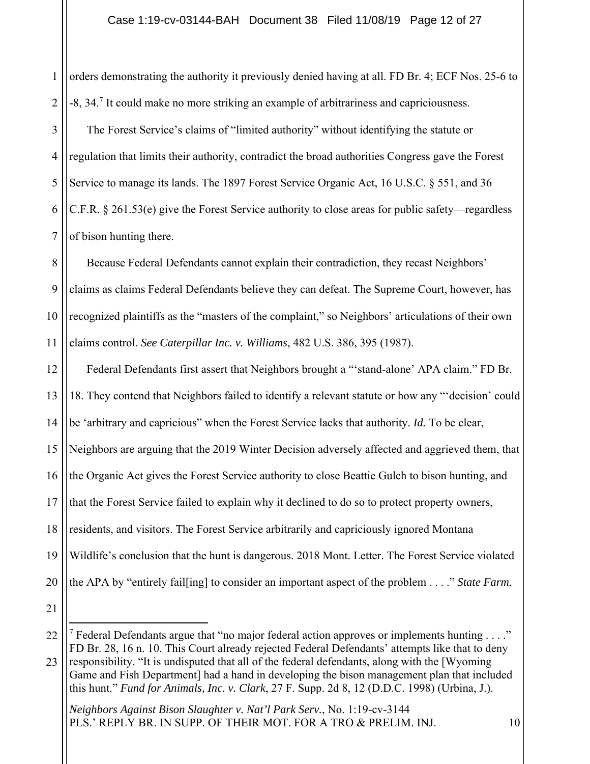orders demonstrating the authority it previously denied having at all. FD Br. 4; ECF Nos. 25-6 to -8, 34.[7] It could make no more striking an example of arbitrariness and capriciousness.

The Forest Service's claims of "limited authority" without identifying the statute or regulation that limits their authority, contradict the broad authorities Congress gave the Forest Service to manage its lands. The 1897 Forest Service Organic Act, 16 U.S.C. § 551, and 36 C.F.R. § 261.53(e) give the Forest Service authority to close areas for public safety—regardless of bison hunting there.

Because Federal Defendants cannot explain their contradiction, they recast Neighbors' claims as claims Federal Defendants believe they can defeat. The Supreme Court, however, has recognized plaintiffs as the "masters of the complaint," so Neighbors' articulations of their own claims control. *See Caterpillar Inc. v. Williams*, 482 U.S. 386, 395 (1987).

Federal Defendants first assert that Neighbors brought a "'stand-alone' APA claim." FD Br. 18. They contend that Neighbors failed to identify a relevant statute or how any "'decision' could be 'arbitrary and capricious" when the Forest Service lacks that authority. *Id.* To be clear, Neighbors are arguing that the 2019 Winter Decision adversely affected and aggrieved them, that the Organic Act gives the Forest Service authority to close Beattie Gulch to bison hunting, and that the Forest Service failed to explain why it declined to do so to protect property owners, residents, and visitors. The Forest Service arbitrarily and capriciously ignored Montana Wildlife's conclusion that the hunt is dangerous. 2018 Mont. Letter. The Forest Service violated the APA by "entirely fail[ing] to consider an important aspect of the problem . . . ." *State Farm*,

[7] Federal Defendants argue that "no major federal action approves or implements hunting . . . ." FD Br. 28, 16 n. 10. This Court already rejected Federal Defendants' attempts like that to deny responsibility. "It is undisputed that all of the federal defendants, along with the [Wyoming Game and Fish Department] had a hand in developing the bison management plan that included this hunt." *Fund for Animals, Inc. v. Clark*, 27 F. Supp. 2d 8, 12 (D.D.C. 1998) (Urbina, J.).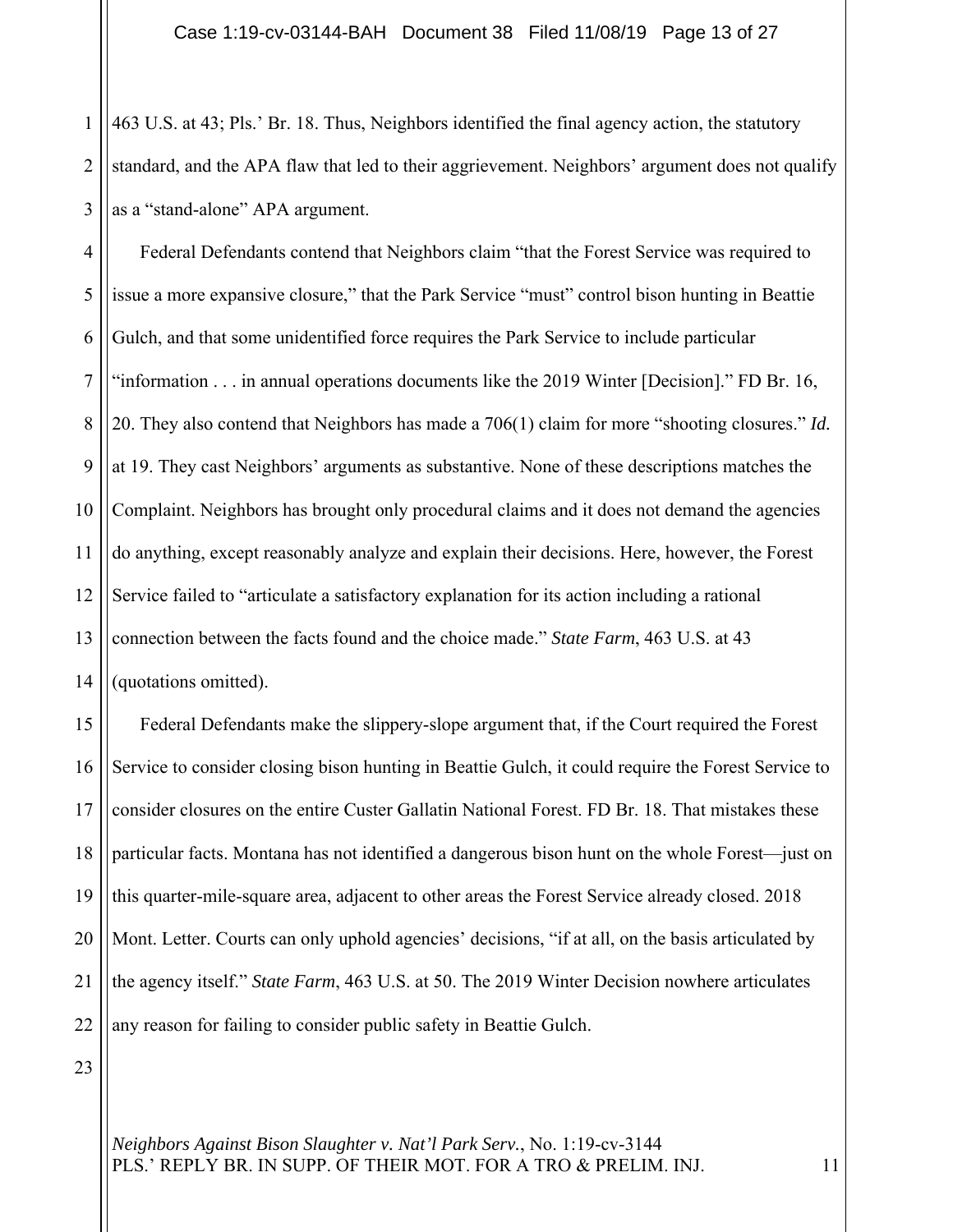463 U.S. at 43; Pls.' Br. 18. Thus, Neighbors identified the final agency action, the statutory standard, and the APA flaw that led to their aggrievement. Neighbors' argument does not qualify as a "stand-alone" APA argument.

Federal Defendants contend that Neighbors claim "that the Forest Service was required to issue a more expansive closure," that the Park Service "must" control bison hunting in Beattie Gulch, and that some unidentified force requires the Park Service to include particular "information . . . in annual operations documents like the 2019 Winter [Decision]." FD Br. 16, 20. They also contend that Neighbors has made a 706(1) claim for more "shooting closures." *Id.* at 19. They cast Neighbors' arguments as substantive. None of these descriptions matches the Complaint. Neighbors has brought only procedural claims and it does not demand the agencies do anything, except reasonably analyze and explain their decisions. Here, however, the Forest Service failed to "articulate a satisfactory explanation for its action including a rational connection between the facts found and the choice made." *State Farm*, 463 U.S. at 43 (quotations omitted).

Federal Defendants make the slippery-slope argument that, if the Court required the Forest Service to consider closing bison hunting in Beattie Gulch, it could require the Forest Service to consider closures on the entire Custer Gallatin National Forest. FD Br. 18. That mistakes these particular facts. Montana has not identified a dangerous bison hunt on the whole Forest—just on this quarter-mile-square area, adjacent to other areas the Forest Service already closed. 2018 Mont. Letter. Courts can only uphold agencies' decisions, "if at all, on the basis articulated by the agency itself." *State Farm*, 463 U.S. at 50. The 2019 Winter Decision nowhere articulates any reason for failing to consider public safety in Beattie Gulch.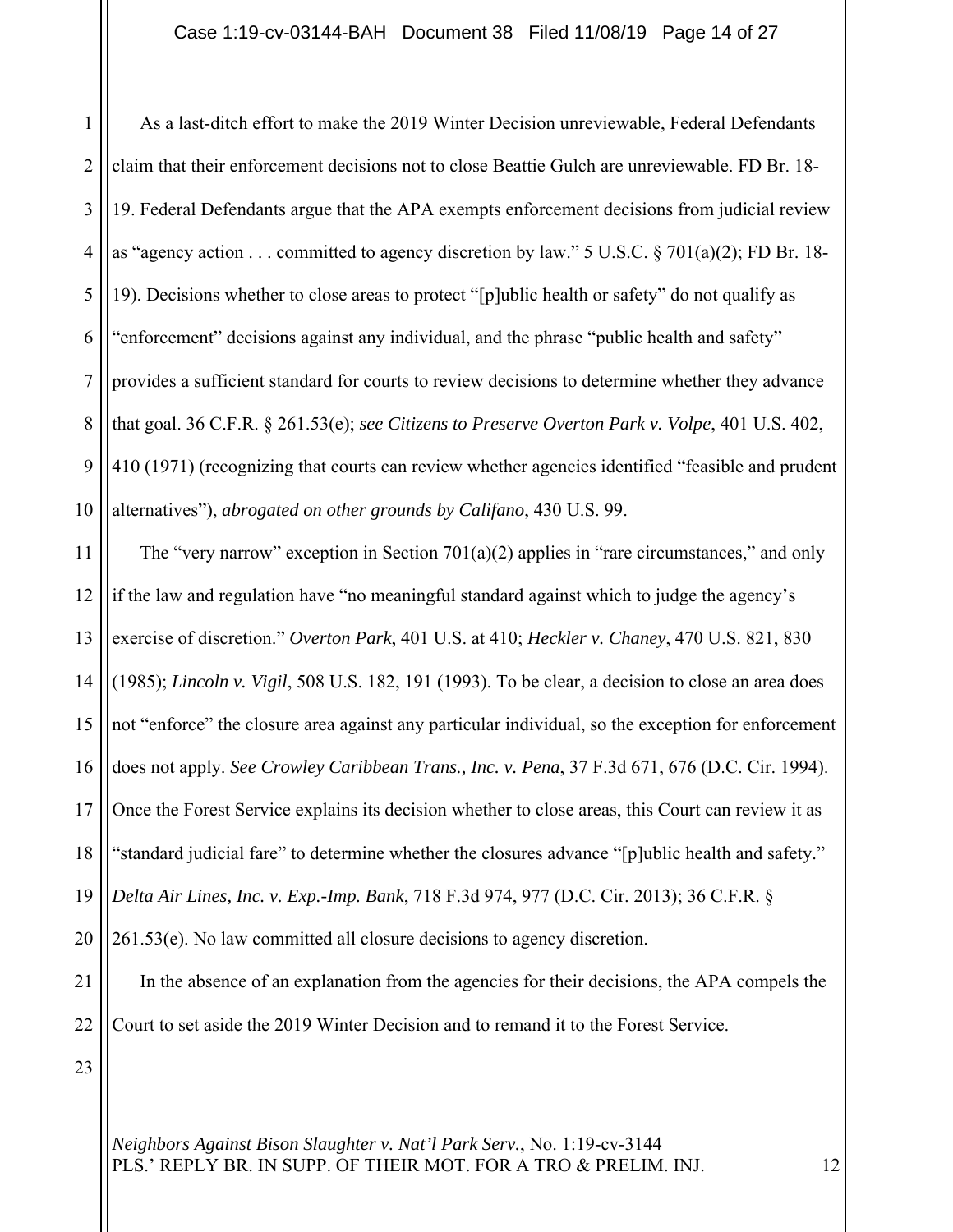As a last-ditch effort to make the 2019 Winter Decision unreviewable, Federal Defendants claim that their enforcement decisions not to close Beattie Gulch are unreviewable. FD Br. 18-19. Federal Defendants argue that the APA exempts enforcement decisions from judicial review as "agency action . . . committed to agency discretion by law." 5 U.S.C. § 701(a)(2); FD Br. 18-19). Decisions whether to close areas to protect "[p]ublic health or safety" do not qualify as "enforcement" decisions against any individual, and the phrase "public health and safety" provides a sufficient standard for courts to review decisions to determine whether they advance that goal. 36 C.F.R. § 261.53(e); *see Citizens to Preserve Overton Park v. Volpe*, 401 U.S. 402, 410 (1971) (recognizing that courts can review whether agencies identified "feasible and prudent alternatives"), *abrogated on other grounds by Califano*, 430 U.S. 99.

The "very narrow" exception in Section 701(a)(2) applies in "rare circumstances," and only if the law and regulation have "no meaningful standard against which to judge the agency's exercise of discretion." *Overton Park*, 401 U.S. at 410; *Heckler v. Chaney*, 470 U.S. 821, 830 (1985); *Lincoln v. Vigil*, 508 U.S. 182, 191 (1993). To be clear, a decision to close an area does not "enforce" the closure area against any particular individual, so the exception for enforcement does not apply. *See Crowley Caribbean Trans., Inc. v. Pena*, 37 F.3d 671, 676 (D.C. Cir. 1994). Once the Forest Service explains its decision whether to close areas, this Court can review it as "standard judicial fare" to determine whether the closures advance "[p]ublic health and safety." *Delta Air Lines, Inc. v. Exp.-Imp. Bank*, 718 F.3d 974, 977 (D.C. Cir. 2013); 36 C.F.R. § 261.53(e). No law committed all closure decisions to agency discretion.

In the absence of an explanation from the agencies for their decisions, the APA compels the Court to set aside the 2019 Winter Decision and to remand it to the Forest Service.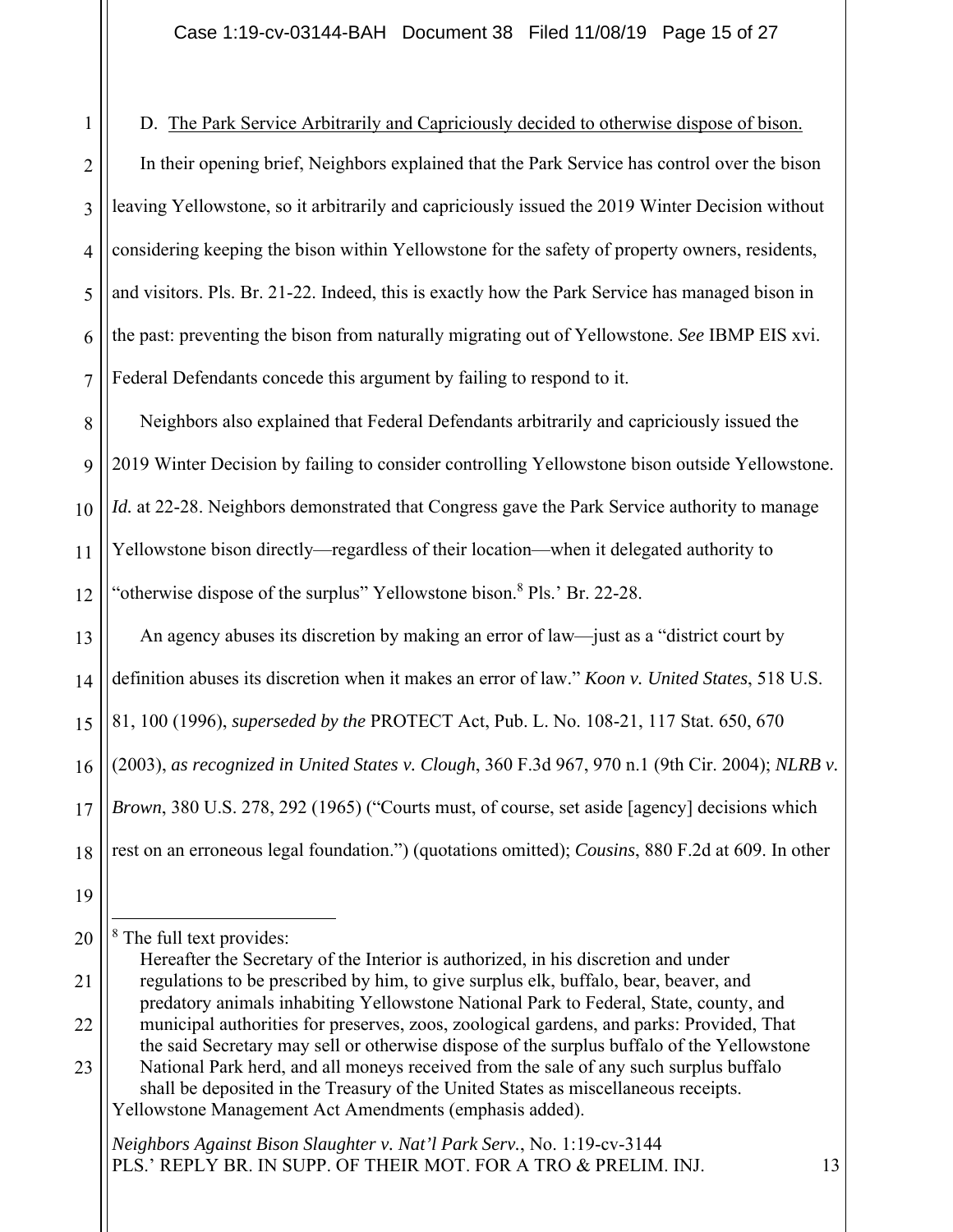D. The Park Service Arbitrarily and Capriciously decided to otherwise dispose of bison.

In their opening brief, Neighbors explained that the Park Service has control over the bison leaving Yellowstone, so it arbitrarily and capriciously issued the 2019 Winter Decision without considering keeping the bison within Yellowstone for the safety of property owners, residents, and visitors. Pls. Br. 21-22. Indeed, this is exactly how the Park Service has managed bison in the past: preventing the bison from naturally migrating out of Yellowstone. *See* IBMP EIS xvi. Federal Defendants concede this argument by failing to respond to it.

Neighbors also explained that Federal Defendants arbitrarily and capriciously issued the 2019 Winter Decision by failing to consider controlling Yellowstone bison outside Yellowstone. *Id.* at 22-28. Neighbors demonstrated that Congress gave the Park Service authority to manage Yellowstone bison directly—regardless of their location—when it delegated authority to "otherwise dispose of the surplus" Yellowstone bison.[8] Pls.' Br. 22-28.

An agency abuses its discretion by making an error of law—just as a "district court by definition abuses its discretion when it makes an error of law." *Koon v. United States*, 518 U.S. 81, 100 (1996), *superseded by the* PROTECT Act, Pub. L. No. 108-21, 117 Stat. 650, 670 (2003), *as recognized in United States v. Clough*, 360 F.3d 967, 970 n.1 (9th Cir. 2004); *NLRB v. Brown*, 380 U.S. 278, 292 (1965) ("Courts must, of course, set aside [agency] decisions which rest on an erroneous legal foundation.") (quotations omitted); *Cousins*, 880 F.2d at 609. In other

---

[8] The full text provides:

> Hereafter the Secretary of the Interior is authorized, in his discretion and under regulations to be prescribed by him, to give surplus elk, buffalo, bear, beaver, and predatory animals inhabiting Yellowstone National Park to Federal, State, county, and municipal authorities for preserves, zoos, zoological gardens, and parks: Provided, That the said Secretary may sell or otherwise dispose of the surplus buffalo of the Yellowstone National Park herd, and all moneys received from the sale of any such surplus buffalo shall be deposited in the Treasury of the United States as miscellaneous receipts.

Yellowstone Management Act Amendments (emphasis added).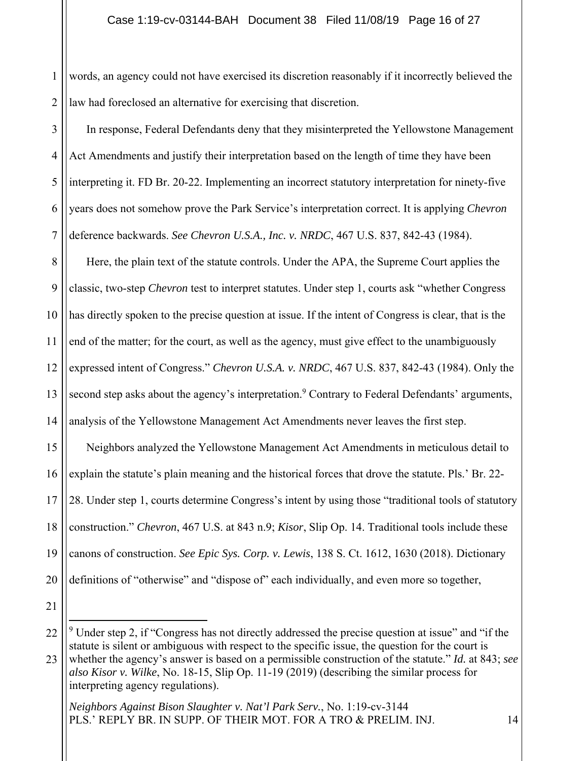words, an agency could not have exercised its discretion reasonably if it incorrectly believed the law had foreclosed an alternative for exercising that discretion.

In response, Federal Defendants deny that they misinterpreted the Yellowstone Management Act Amendments and justify their interpretation based on the length of time they have been interpreting it. FD Br. 20-22. Implementing an incorrect statutory interpretation for ninety-five years does not somehow prove the Park Service's interpretation correct. It is applying *Chevron* deference backwards. *See Chevron U.S.A., Inc. v. NRDC*, 467 U.S. 837, 842-43 (1984).

Here, the plain text of the statute controls. Under the APA, the Supreme Court applies the classic, two-step *Chevron* test to interpret statutes. Under step 1, courts ask "whether Congress has directly spoken to the precise question at issue. If the intent of Congress is clear, that is the end of the matter; for the court, as well as the agency, must give effect to the unambiguously expressed intent of Congress." *Chevron U.S.A. v. NRDC*, 467 U.S. 837, 842-43 (1984). Only the second step asks about the agency's interpretation.[9] Contrary to Federal Defendants' arguments, analysis of the Yellowstone Management Act Amendments never leaves the first step.

Neighbors analyzed the Yellowstone Management Act Amendments in meticulous detail to explain the statute's plain meaning and the historical forces that drove the statute. Pls.' Br. 22-28. Under step 1, courts determine Congress's intent by using those "traditional tools of statutory construction." *Chevron*, 467 U.S. at 843 n.9; *Kisor*, Slip Op. 14. Traditional tools include these canons of construction. *See Epic Sys. Corp. v. Lewis*, 138 S. Ct. 1612, 1630 (2018). Dictionary definitions of "otherwise" and "dispose of" each individually, and even more so together,

---

[9] Under step 2, if "Congress has not directly addressed the precise question at issue" and "if the statute is silent or ambiguous with respect to the specific issue, the question for the court is whether the agency's answer is based on a permissible construction of the statute." *Id.* at 843; *see also Kisor v. Wilke*, No. 18-15, Slip Op. 11-19 (2019) (describing the similar process for interpreting agency regulations).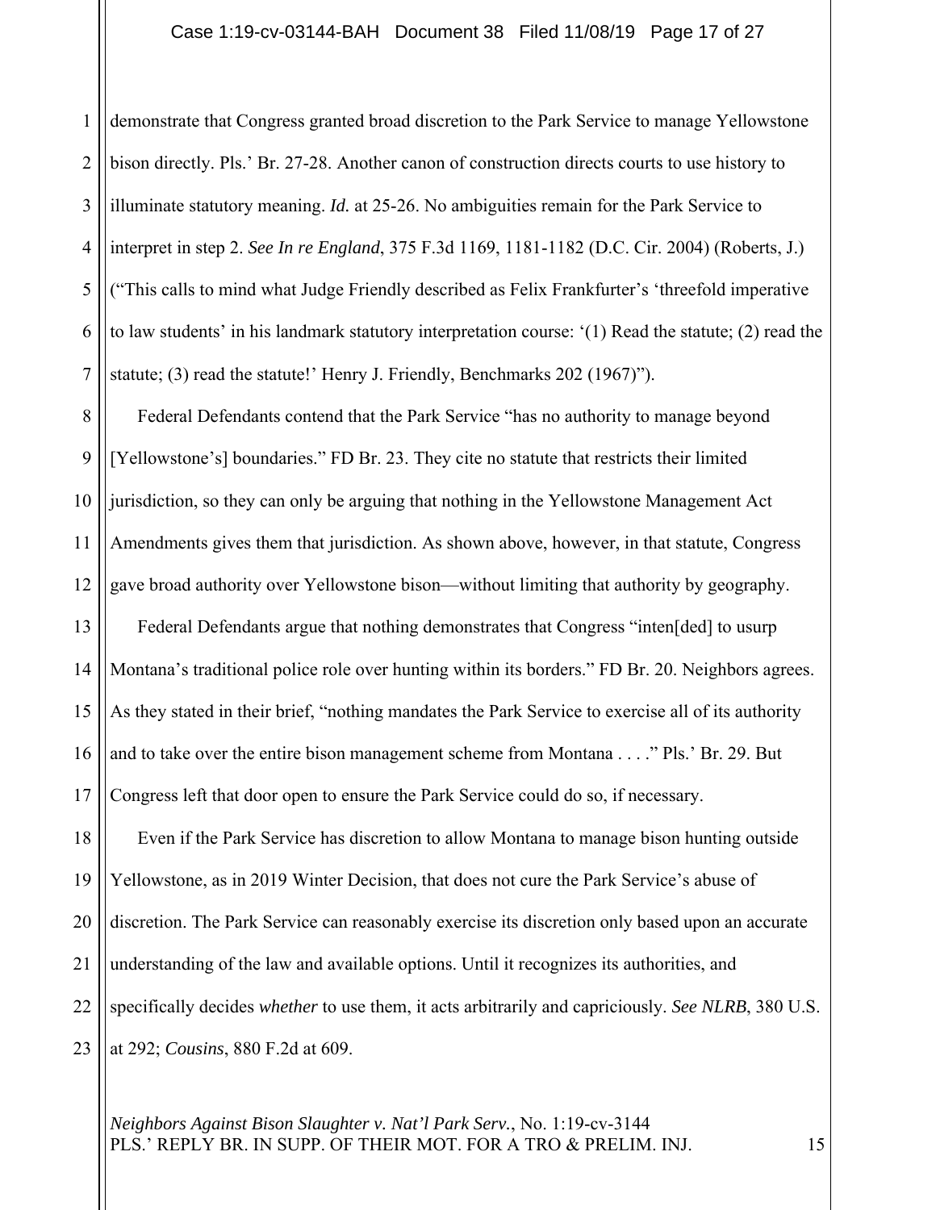demonstrate that Congress granted broad discretion to the Park Service to manage Yellowstone bison directly. Pls.' Br. 27-28. Another canon of construction directs courts to use history to illuminate statutory meaning. *Id.* at 25-26. No ambiguities remain for the Park Service to interpret in step 2. *See In re England*, 375 F.3d 1169, 1181-1182 (D.C. Cir. 2004) (Roberts, J.) ("This calls to mind what Judge Friendly described as Felix Frankfurter's 'threefold imperative to law students' in his landmark statutory interpretation course: '(1) Read the statute; (2) read the statute; (3) read the statute!' Henry J. Friendly, Benchmarks 202 (1967)").

Federal Defendants contend that the Park Service "has no authority to manage beyond [Yellowstone's] boundaries." FD Br. 23. They cite no statute that restricts their limited jurisdiction, so they can only be arguing that nothing in the Yellowstone Management Act Amendments gives them that jurisdiction. As shown above, however, in that statute, Congress gave broad authority over Yellowstone bison—without limiting that authority by geography.

Federal Defendants argue that nothing demonstrates that Congress "inten[ded] to usurp Montana's traditional police role over hunting within its borders." FD Br. 20. Neighbors agrees. As they stated in their brief, "nothing mandates the Park Service to exercise all of its authority and to take over the entire bison management scheme from Montana . . . ." Pls.' Br. 29. But Congress left that door open to ensure the Park Service could do so, if necessary.

Even if the Park Service has discretion to allow Montana to manage bison hunting outside Yellowstone, as in 2019 Winter Decision, that does not cure the Park Service's abuse of discretion. The Park Service can reasonably exercise its discretion only based upon an accurate understanding of the law and available options. Until it recognizes its authorities, and specifically decides *whether* to use them, it acts arbitrarily and capriciously. *See NLRB*, 380 U.S. at 292; *Cousins*, 880 F.2d at 609.

*Neighbors Against Bison Slaughter v. Nat'l Park Serv.*, No. 1:19-cv-3144
PLS.' REPLY BR. IN SUPP. OF THEIR MOT. FOR A TRO & PRELIM. INJ.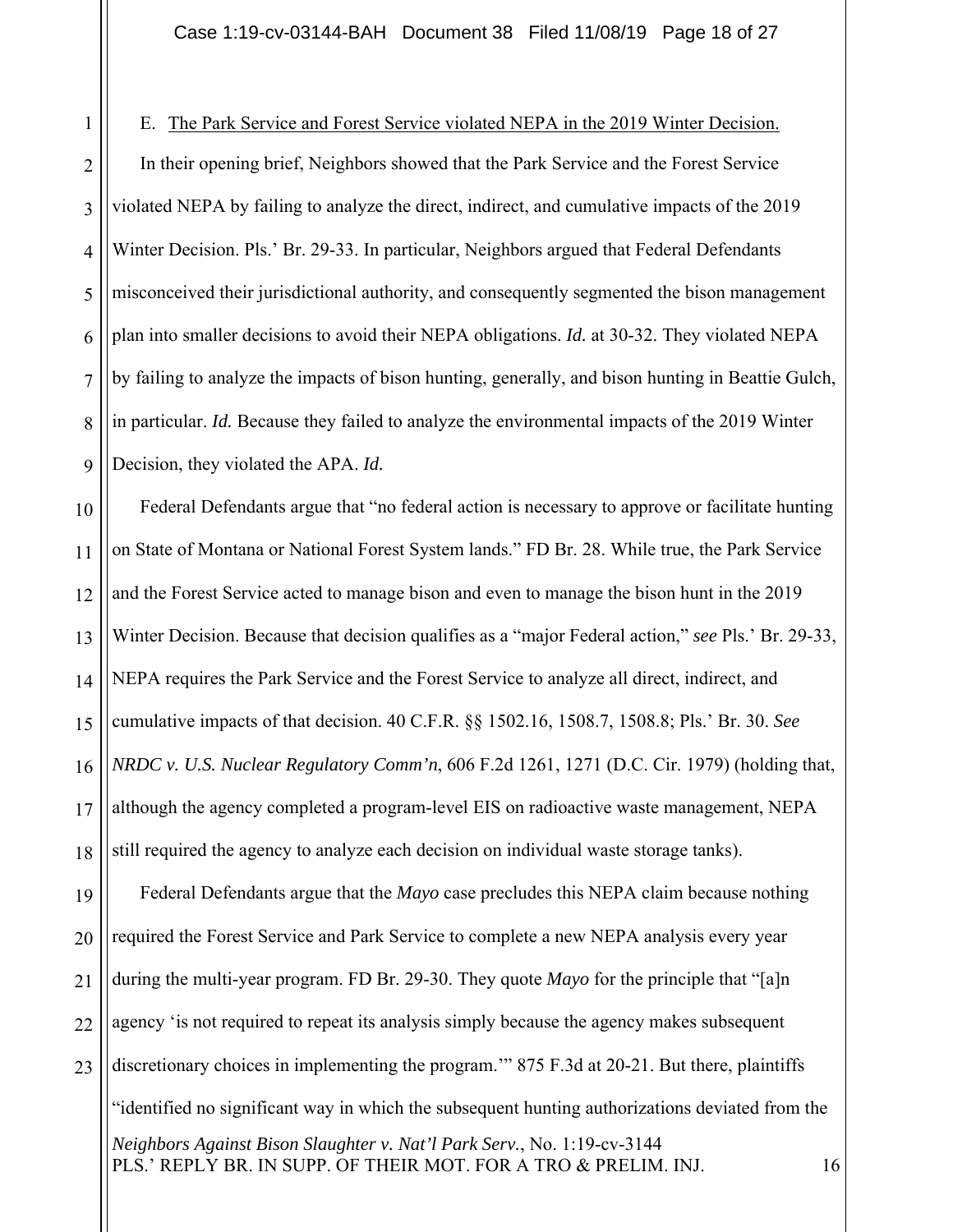E. The Park Service and Forest Service violated NEPA in the 2019 Winter Decision.

In their opening brief, Neighbors showed that the Park Service and the Forest Service violated NEPA by failing to analyze the direct, indirect, and cumulative impacts of the 2019 Winter Decision. Pls.' Br. 29-33. In particular, Neighbors argued that Federal Defendants misconceived their jurisdictional authority, and consequently segmented the bison management plan into smaller decisions to avoid their NEPA obligations. *Id.* at 30-32. They violated NEPA by failing to analyze the impacts of bison hunting, generally, and bison hunting in Beattie Gulch, in particular. *Id.* Because they failed to analyze the environmental impacts of the 2019 Winter Decision, they violated the APA. *Id.*

Federal Defendants argue that "no federal action is necessary to approve or facilitate hunting on State of Montana or National Forest System lands." FD Br. 28. While true, the Park Service and the Forest Service acted to manage bison and even to manage the bison hunt in the 2019 Winter Decision. Because that decision qualifies as a "major Federal action," *see* Pls.' Br. 29-33, NEPA requires the Park Service and the Forest Service to analyze all direct, indirect, and cumulative impacts of that decision. 40 C.F.R. §§ 1502.16, 1508.7, 1508.8; Pls.' Br. 30. *See NRDC v. U.S. Nuclear Regulatory Comm'n*, 606 F.2d 1261, 1271 (D.C. Cir. 1979) (holding that, although the agency completed a program-level EIS on radioactive waste management, NEPA still required the agency to analyze each decision on individual waste storage tanks).

Federal Defendants argue that the *Mayo* case precludes this NEPA claim because nothing required the Forest Service and Park Service to complete a new NEPA analysis every year during the multi-year program. FD Br. 29-30. They quote *Mayo* for the principle that "[a]n agency 'is not required to repeat its analysis simply because the agency makes subsequent discretionary choices in implementing the program.'" 875 F.3d at 20-21. But there, plaintiffs "identified no significant way in which the subsequent hunting authorizations deviated from the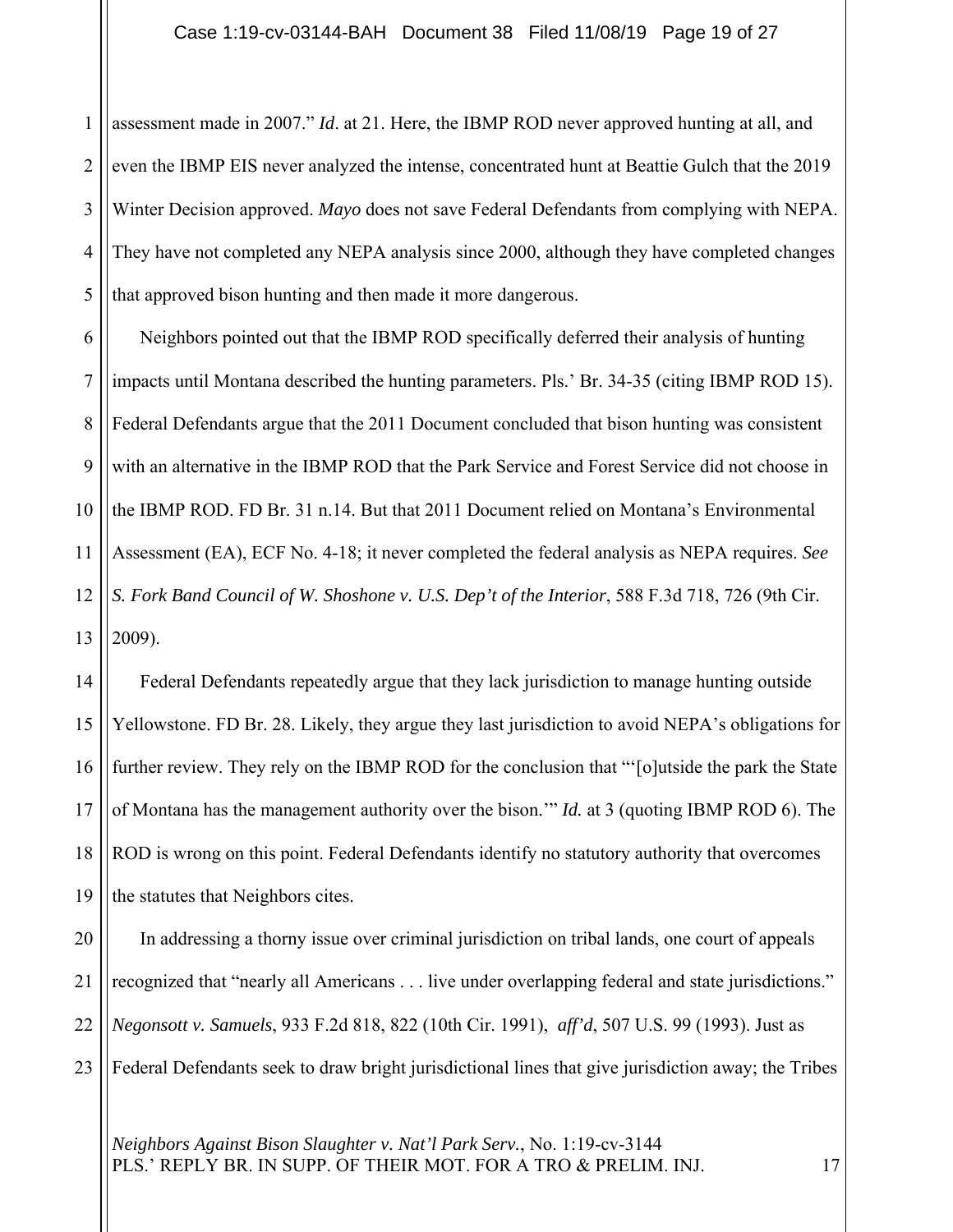assessment made in 2007." *Id*. at 21. Here, the IBMP ROD never approved hunting at all, and even the IBMP EIS never analyzed the intense, concentrated hunt at Beattie Gulch that the 2019 Winter Decision approved. *Mayo* does not save Federal Defendants from complying with NEPA. They have not completed any NEPA analysis since 2000, although they have completed changes that approved bison hunting and then made it more dangerous.

Neighbors pointed out that the IBMP ROD specifically deferred their analysis of hunting impacts until Montana described the hunting parameters. Pls.' Br. 34-35 (citing IBMP ROD 15). Federal Defendants argue that the 2011 Document concluded that bison hunting was consistent with an alternative in the IBMP ROD that the Park Service and Forest Service did not choose in the IBMP ROD. FD Br. 31 n.14. But that 2011 Document relied on Montana's Environmental Assessment (EA), ECF No. 4-18; it never completed the federal analysis as NEPA requires. *See S. Fork Band Council of W. Shoshone v. U.S. Dep't of the Interior*, 588 F.3d 718, 726 (9th Cir. 2009).

Federal Defendants repeatedly argue that they lack jurisdiction to manage hunting outside Yellowstone. FD Br. 28. Likely, they argue they last jurisdiction to avoid NEPA's obligations for further review. They rely on the IBMP ROD for the conclusion that "'[o]utside the park the State of Montana has the management authority over the bison.'" *Id.* at 3 (quoting IBMP ROD 6). The ROD is wrong on this point. Federal Defendants identify no statutory authority that overcomes the statutes that Neighbors cites.

In addressing a thorny issue over criminal jurisdiction on tribal lands, one court of appeals recognized that "nearly all Americans . . . live under overlapping federal and state jurisdictions." *Negonsott v. Samuels*, 933 F.2d 818, 822 (10th Cir. 1991), *aff'd*, 507 U.S. 99 (1993). Just as Federal Defendants seek to draw bright jurisdictional lines that give jurisdiction away; the Tribes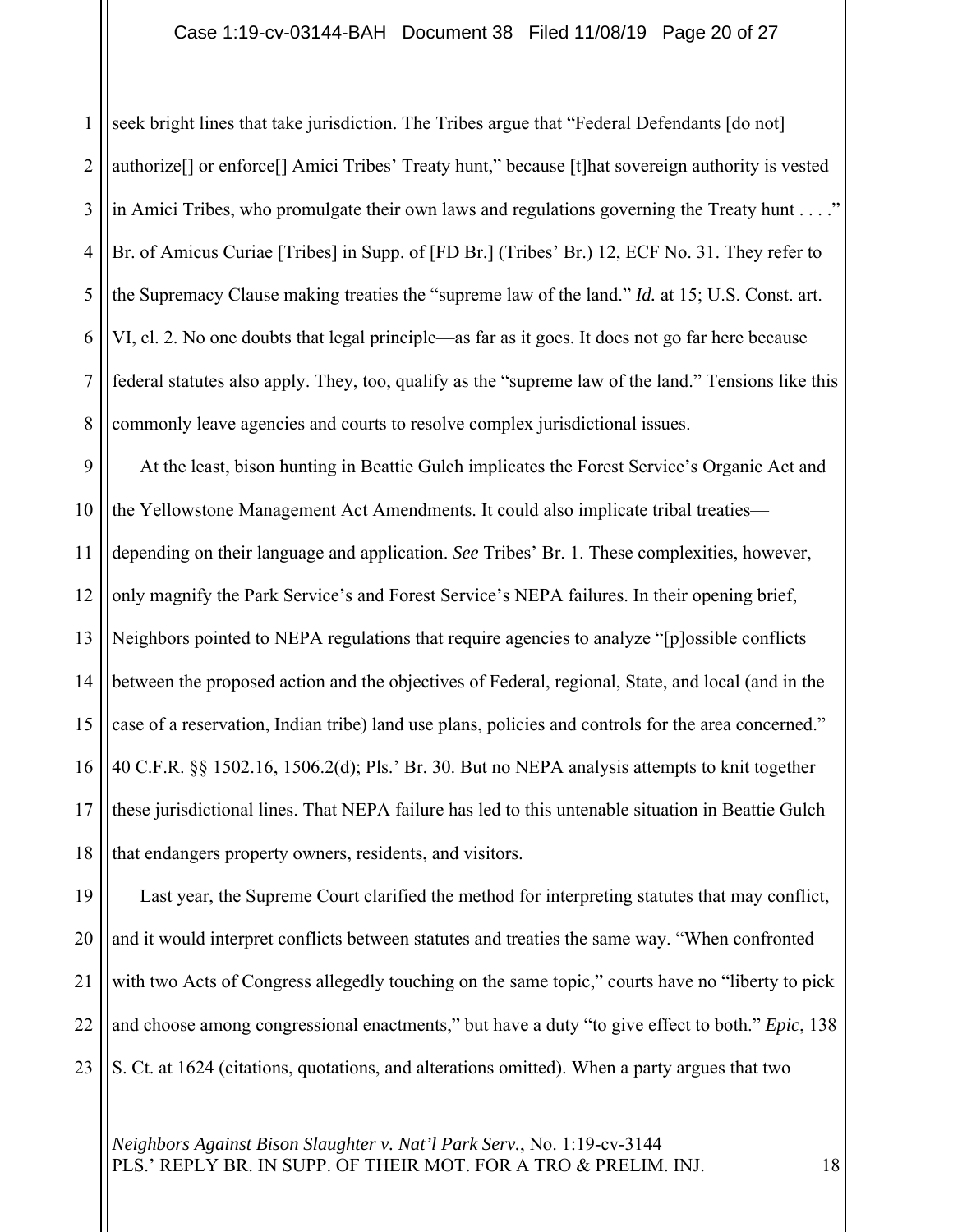seek bright lines that take jurisdiction. The Tribes argue that "Federal Defendants [do not] authorize[] or enforce[] Amici Tribes' Treaty hunt," because [t]hat sovereign authority is vested in Amici Tribes, who promulgate their own laws and regulations governing the Treaty hunt . . . ." Br. of Amicus Curiae [Tribes] in Supp. of [FD Br.] (Tribes' Br.) 12, ECF No. 31. They refer to the Supremacy Clause making treaties the "supreme law of the land." *Id.* at 15; U.S. Const. art. VI, cl. 2. No one doubts that legal principle—as far as it goes. It does not go far here because federal statutes also apply. They, too, qualify as the "supreme law of the land." Tensions like this commonly leave agencies and courts to resolve complex jurisdictional issues.

At the least, bison hunting in Beattie Gulch implicates the Forest Service's Organic Act and the Yellowstone Management Act Amendments. It could also implicate tribal treaties—depending on their language and application. *See* Tribes' Br. 1. These complexities, however, only magnify the Park Service's and Forest Service's NEPA failures. In their opening brief, Neighbors pointed to NEPA regulations that require agencies to analyze "[p]ossible conflicts between the proposed action and the objectives of Federal, regional, State, and local (and in the case of a reservation, Indian tribe) land use plans, policies and controls for the area concerned." 40 C.F.R. §§ 1502.16, 1506.2(d); Pls.' Br. 30. But no NEPA analysis attempts to knit together these jurisdictional lines. That NEPA failure has led to this untenable situation in Beattie Gulch that endangers property owners, residents, and visitors.

Last year, the Supreme Court clarified the method for interpreting statutes that may conflict, and it would interpret conflicts between statutes and treaties the same way. "When confronted with two Acts of Congress allegedly touching on the same topic," courts have no "liberty to pick and choose among congressional enactments," but have a duty "to give effect to both." *Epic*, 138 S. Ct. at 1624 (citations, quotations, and alterations omitted). When a party argues that two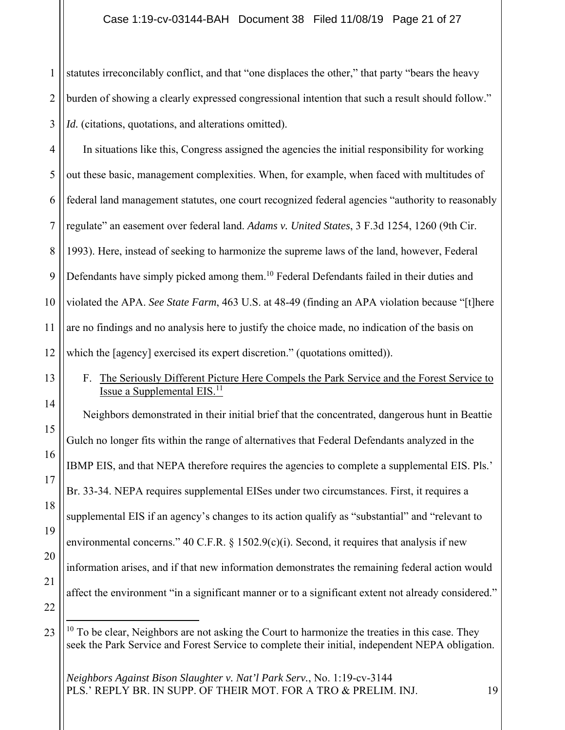statutes irreconcilably conflict, and that "one displaces the other," that party "bears the heavy burden of showing a clearly expressed congressional intention that such a result should follow." *Id.* (citations, quotations, and alterations omitted).

In situations like this, Congress assigned the agencies the initial responsibility for working out these basic, management complexities. When, for example, when faced with multitudes of federal land management statutes, one court recognized federal agencies "authority to reasonably regulate" an easement over federal land. *Adams v. United States*, 3 F.3d 1254, 1260 (9th Cir. 1993). Here, instead of seeking to harmonize the supreme laws of the land, however, Federal Defendants have simply picked among them.[10] Federal Defendants failed in their duties and violated the APA. *See State Farm*, 463 U.S. at 48-49 (finding an APA violation because "[t]here are no findings and no analysis here to justify the choice made, no indication of the basis on which the [agency] exercised its expert discretion." (quotations omitted)).

### F. The Seriously Different Picture Here Compels the Park Service and the Forest Service to Issue a Supplemental EIS.[11]

Neighbors demonstrated in their initial brief that the concentrated, dangerous hunt in Beattie Gulch no longer fits within the range of alternatives that Federal Defendants analyzed in the IBMP EIS, and that NEPA therefore requires the agencies to complete a supplemental EIS. Pls.' Br. 33-34. NEPA requires supplemental EISes under two circumstances. First, it requires a supplemental EIS if an agency's changes to its action qualify as "substantial" and "relevant to environmental concerns." 40 C.F.R. § 1502.9(c)(i). Second, it requires that analysis if new information arises, and if that new information demonstrates the remaining federal action would affect the environment "in a significant manner or to a significant extent not already considered."

---

[10] To be clear, Neighbors are not asking the Court to harmonize the treaties in this case. They seek the Park Service and Forest Service to complete their initial, independent NEPA obligation.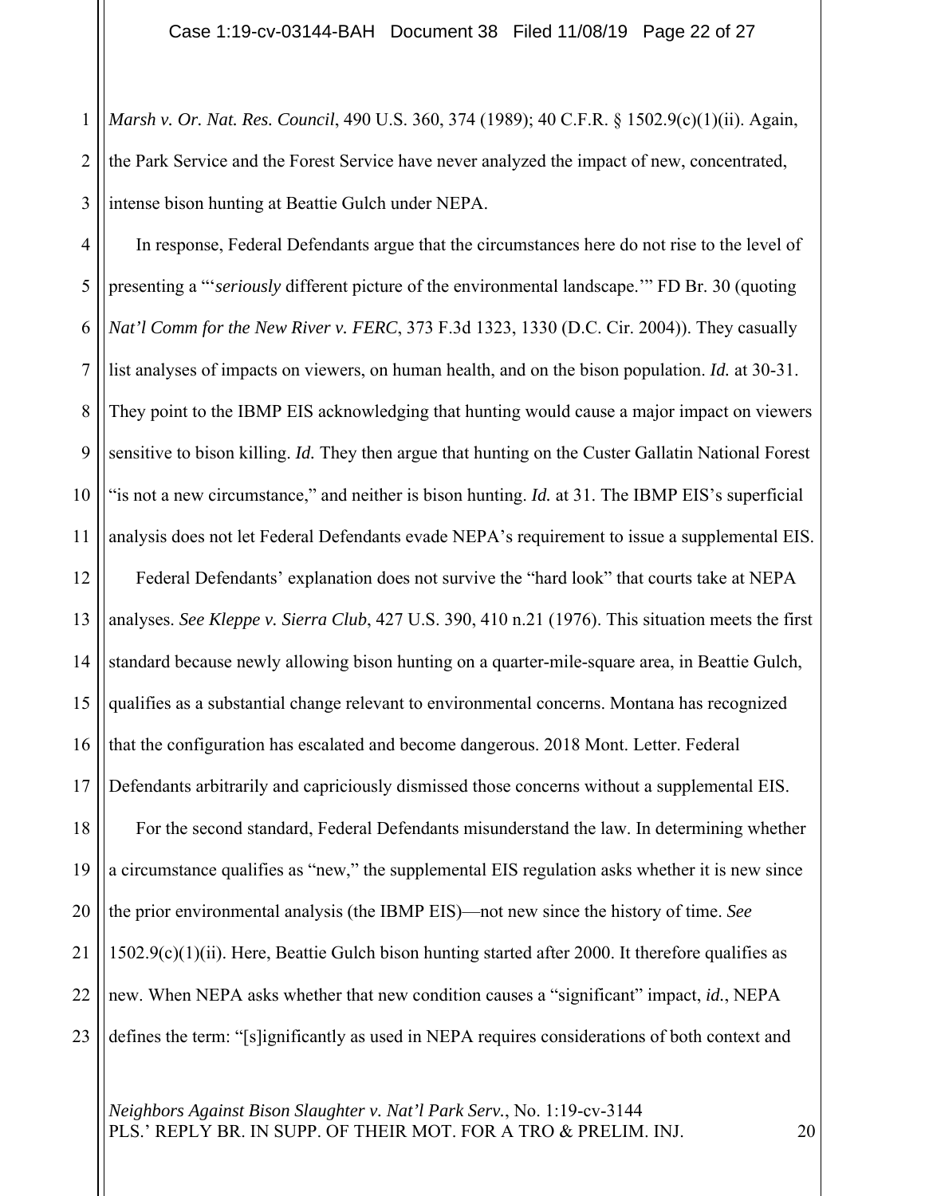*Marsh v. Or. Nat. Res. Council*, 490 U.S. 360, 374 (1989); 40 C.F.R. § 1502.9(c)(1)(ii). Again, the Park Service and the Forest Service have never analyzed the impact of new, concentrated, intense bison hunting at Beattie Gulch under NEPA.

In response, Federal Defendants argue that the circumstances here do not rise to the level of presenting a "'*seriously* different picture of the environmental landscape.'" FD Br. 30 (quoting *Nat'l Comm for the New River v. FERC*, 373 F.3d 1323, 1330 (D.C. Cir. 2004)). They casually list analyses of impacts on viewers, on human health, and on the bison population. *Id.* at 30-31. They point to the IBMP EIS acknowledging that hunting would cause a major impact on viewers sensitive to bison killing. *Id.* They then argue that hunting on the Custer Gallatin National Forest "is not a new circumstance," and neither is bison hunting. *Id.* at 31. The IBMP EIS's superficial analysis does not let Federal Defendants evade NEPA's requirement to issue a supplemental EIS.

Federal Defendants' explanation does not survive the "hard look" that courts take at NEPA analyses. *See Kleppe v. Sierra Club*, 427 U.S. 390, 410 n.21 (1976). This situation meets the first standard because newly allowing bison hunting on a quarter-mile-square area, in Beattie Gulch, qualifies as a substantial change relevant to environmental concerns. Montana has recognized that the configuration has escalated and become dangerous. 2018 Mont. Letter. Federal Defendants arbitrarily and capriciously dismissed those concerns without a supplemental EIS.

For the second standard, Federal Defendants misunderstand the law. In determining whether a circumstance qualifies as "new," the supplemental EIS regulation asks whether it is new since the prior environmental analysis (the IBMP EIS)—not new since the history of time. *See* 1502.9(c)(1)(ii). Here, Beattie Gulch bison hunting started after 2000. It therefore qualifies as new. When NEPA asks whether that new condition causes a "significant" impact, *id.*, NEPA defines the term: "[s]ignificantly as used in NEPA requires considerations of both context and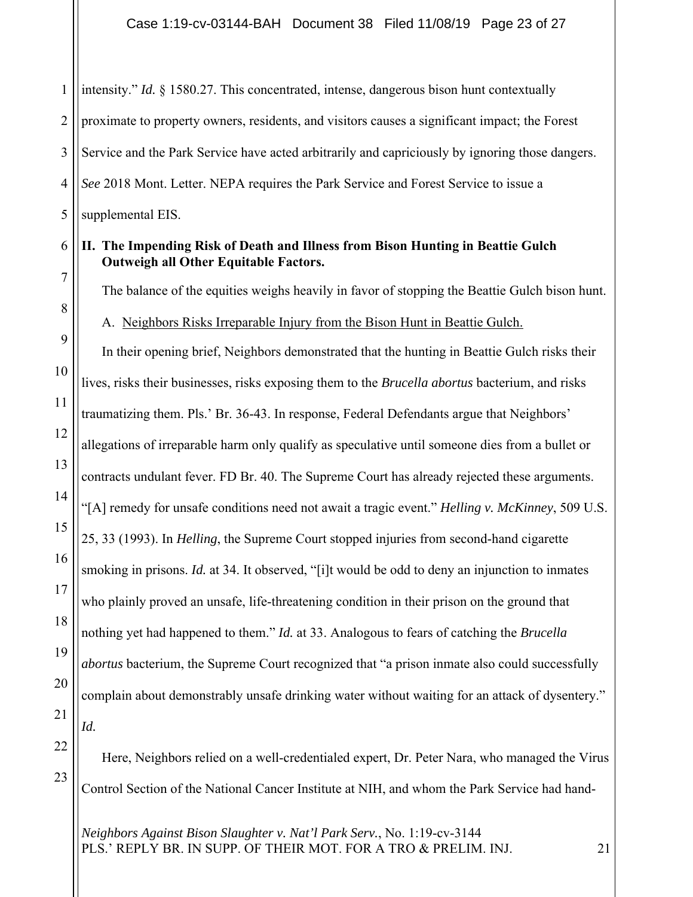intensity." *Id.* § 1580.27. This concentrated, intense, dangerous bison hunt contextually proximate to property owners, residents, and visitors causes a significant impact; the Forest Service and the Park Service have acted arbitrarily and capriciously by ignoring those dangers. *See* 2018 Mont. Letter. NEPA requires the Park Service and Forest Service to issue a supplemental EIS.

## II. The Impending Risk of Death and Illness from Bison Hunting in Beattie Gulch Outweigh all Other Equitable Factors.

The balance of the equities weighs heavily in favor of stopping the Beattie Gulch bison hunt.

### A. Neighbors Risks Irreparable Injury from the Bison Hunt in Beattie Gulch.

In their opening brief, Neighbors demonstrated that the hunting in Beattie Gulch risks their lives, risks their businesses, risks exposing them to the *Brucella abortus* bacterium, and risks traumatizing them. Pls.' Br. 36-43. In response, Federal Defendants argue that Neighbors' allegations of irreparable harm only qualify as speculative until someone dies from a bullet or contracts undulant fever. FD Br. 40. The Supreme Court has already rejected these arguments. "[A] remedy for unsafe conditions need not await a tragic event." *Helling v. McKinney*, 509 U.S. 25, 33 (1993). In *Helling*, the Supreme Court stopped injuries from second-hand cigarette smoking in prisons. *Id.* at 34. It observed, "[i]t would be odd to deny an injunction to inmates who plainly proved an unsafe, life-threatening condition in their prison on the ground that nothing yet had happened to them." *Id.* at 33. Analogous to fears of catching the *Brucella abortus* bacterium, the Supreme Court recognized that "a prison inmate also could successfully complain about demonstrably unsafe drinking water without waiting for an attack of dysentery." *Id.*

Here, Neighbors relied on a well-credentialed expert, Dr. Peter Nara, who managed the Virus Control Section of the National Cancer Institute at NIH, and whom the Park Service had hand-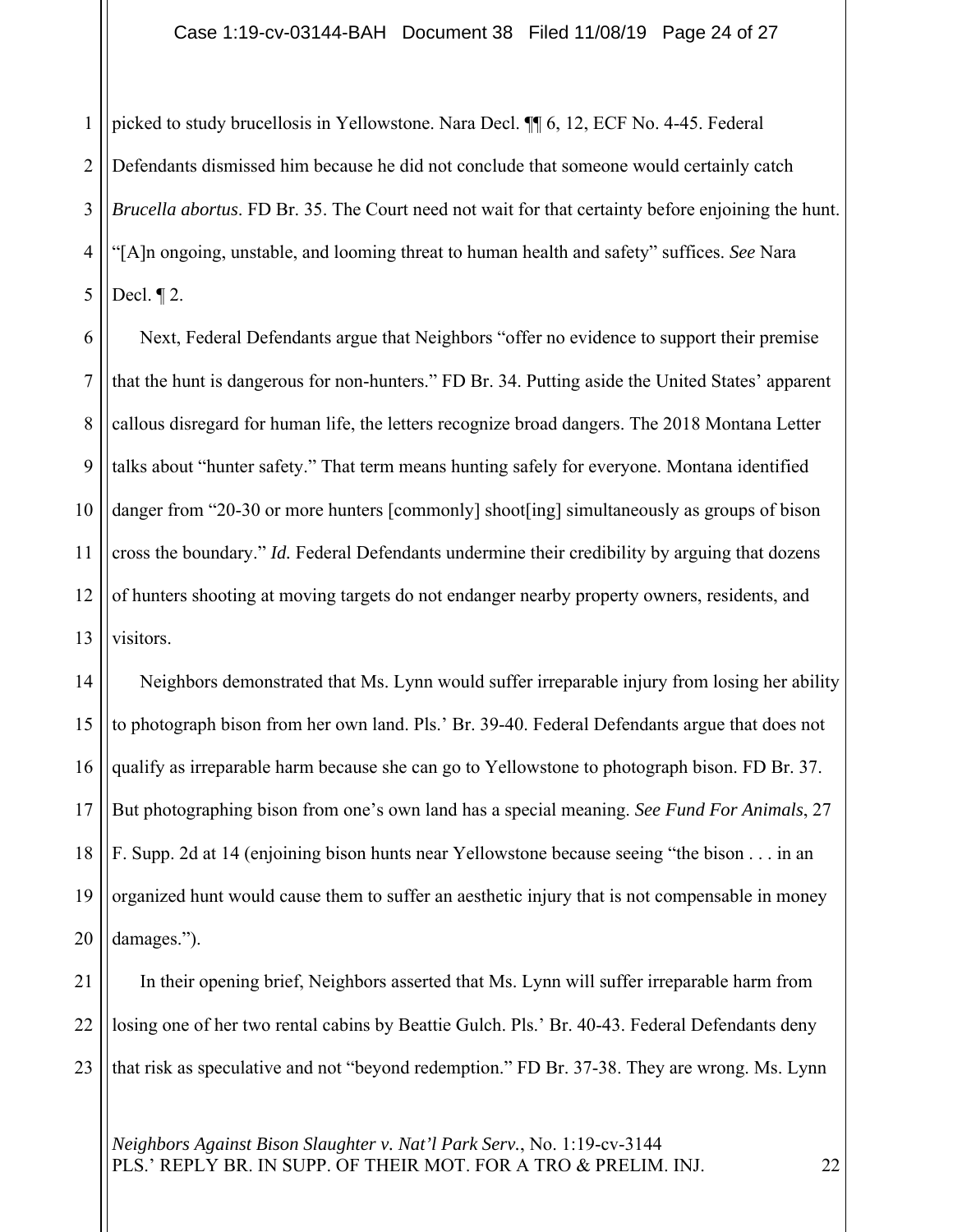picked to study brucellosis in Yellowstone. Nara Decl. ¶¶ 6, 12, ECF No. 4-45. Federal Defendants dismissed him because he did not conclude that someone would certainly catch *Brucella abortus*. FD Br. 35. The Court need not wait for that certainty before enjoining the hunt. "[A]n ongoing, unstable, and looming threat to human health and safety" suffices. *See* Nara Decl. ¶ 2.

Next, Federal Defendants argue that Neighbors "offer no evidence to support their premise that the hunt is dangerous for non-hunters." FD Br. 34. Putting aside the United States' apparent callous disregard for human life, the letters recognize broad dangers. The 2018 Montana Letter talks about "hunter safety." That term means hunting safely for everyone. Montana identified danger from "20-30 or more hunters [commonly] shoot[ing] simultaneously as groups of bison cross the boundary." *Id.* Federal Defendants undermine their credibility by arguing that dozens of hunters shooting at moving targets do not endanger nearby property owners, residents, and visitors.

Neighbors demonstrated that Ms. Lynn would suffer irreparable injury from losing her ability to photograph bison from her own land. Pls.' Br. 39-40. Federal Defendants argue that does not qualify as irreparable harm because she can go to Yellowstone to photograph bison. FD Br. 37. But photographing bison from one's own land has a special meaning. *See Fund For Animals*, 27 F. Supp. 2d at 14 (enjoining bison hunts near Yellowstone because seeing "the bison . . . in an organized hunt would cause them to suffer an aesthetic injury that is not compensable in money damages.").

In their opening brief, Neighbors asserted that Ms. Lynn will suffer irreparable harm from losing one of her two rental cabins by Beattie Gulch. Pls.' Br. 40-43. Federal Defendants deny that risk as speculative and not "beyond redemption." FD Br. 37-38. They are wrong. Ms. Lynn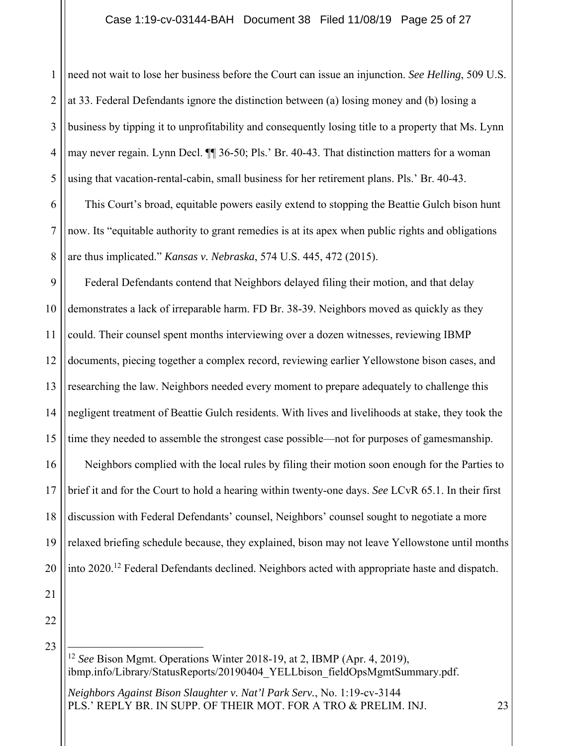need not wait to lose her business before the Court can issue an injunction. *See Helling*, 509 U.S. at 33. Federal Defendants ignore the distinction between (a) losing money and (b) losing a business by tipping it to unprofitability and consequently losing title to a property that Ms. Lynn may never regain. Lynn Decl. ¶¶ 36-50; Pls.' Br. 40-43. That distinction matters for a woman using that vacation-rental-cabin, small business for her retirement plans. Pls.' Br. 40-43.

This Court's broad, equitable powers easily extend to stopping the Beattie Gulch bison hunt now. Its "equitable authority to grant remedies is at its apex when public rights and obligations are thus implicated." *Kansas v. Nebraska*, 574 U.S. 445, 472 (2015).

Federal Defendants contend that Neighbors delayed filing their motion, and that delay demonstrates a lack of irreparable harm. FD Br. 38-39. Neighbors moved as quickly as they could. Their counsel spent months interviewing over a dozen witnesses, reviewing IBMP documents, piecing together a complex record, reviewing earlier Yellowstone bison cases, and researching the law. Neighbors needed every moment to prepare adequately to challenge this negligent treatment of Beattie Gulch residents. With lives and livelihoods at stake, they took the time they needed to assemble the strongest case possible—not for purposes of gamesmanship.

Neighbors complied with the local rules by filing their motion soon enough for the Parties to brief it and for the Court to hold a hearing within twenty-one days. *See* LCvR 65.1. In their first discussion with Federal Defendants' counsel, Neighbors' counsel sought to negotiate a more relaxed briefing schedule because, they explained, bison may not leave Yellowstone until months into 2020.[12] Federal Defendants declined. Neighbors acted with appropriate haste and dispatch.

---

[12] *See* Bison Mgmt. Operations Winter 2018-19, at 2, IBMP (Apr. 4, 2019), ibmp.info/Library/StatusReports/20190404_YELLbison_fieldOpsMgmtSummary.pdf.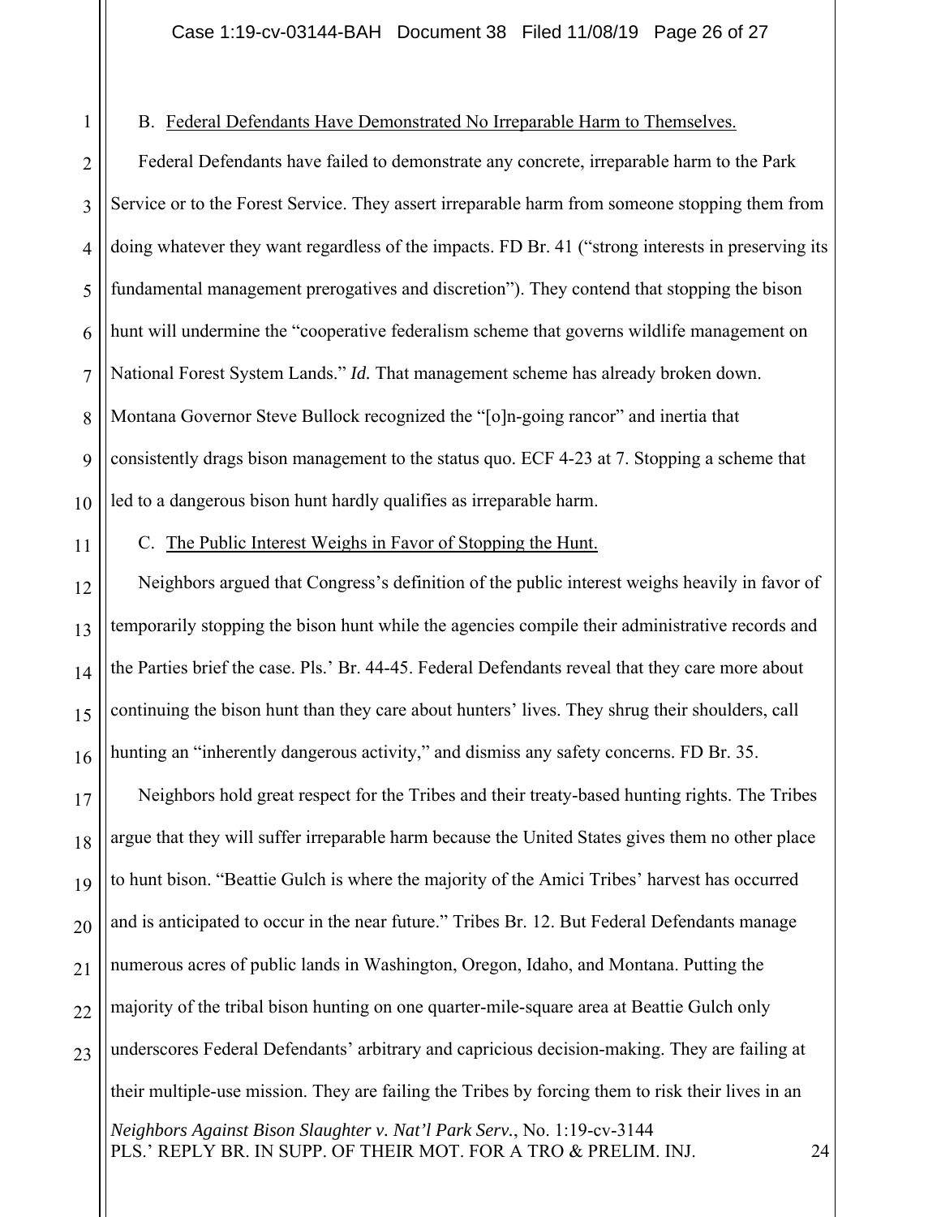B. Federal Defendants Have Demonstrated No Irreparable Harm to Themselves.

Federal Defendants have failed to demonstrate any concrete, irreparable harm to the Park Service or to the Forest Service. They assert irreparable harm from someone stopping them from doing whatever they want regardless of the impacts. FD Br. 41 ("strong interests in preserving its fundamental management prerogatives and discretion"). They contend that stopping the bison hunt will undermine the "cooperative federalism scheme that governs wildlife management on National Forest System Lands." ***Id.*** That management scheme has already broken down. Montana Governor Steve Bullock recognized the "[o]n-going rancor" and inertia that consistently drags bison management to the status quo. ECF 4-23 at 7. Stopping a scheme that led to a dangerous bison hunt hardly qualifies as irreparable harm.

C. The Public Interest Weighs in Favor of Stopping the Hunt.

Neighbors argued that Congress's definition of the public interest weighs heavily in favor of temporarily stopping the bison hunt while the agencies compile their administrative records and the Parties brief the case. Pls.' Br. 44-45. Federal Defendants reveal that they care more about continuing the bison hunt than they care about hunters' lives. They shrug their shoulders, call hunting an "inherently dangerous activity," and dismiss any safety concerns. FD Br. 35.

Neighbors hold great respect for the Tribes and their treaty-based hunting rights. The Tribes argue that they will suffer irreparable harm because the United States gives them no other place to hunt bison. "Beattie Gulch is where the majority of the Amici Tribes' harvest has occurred and is anticipated to occur in the near future." Tribes Br. 12. But Federal Defendants manage numerous acres of public lands in Washington, Oregon, Idaho, and Montana. Putting the majority of the tribal bison hunting on one quarter-mile-square area at Beattie Gulch only underscores Federal Defendants' arbitrary and capricious decision-making. They are failing at their multiple-use mission. They are failing the Tribes by forcing them to risk their lives in an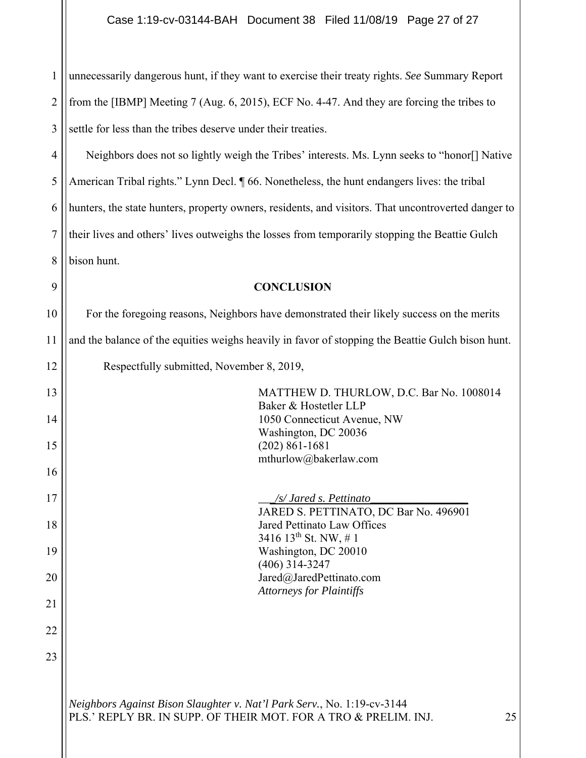unnecessarily dangerous hunt, if they want to exercise their treaty rights. *See* Summary Report from the [IBMP] Meeting 7 (Aug. 6, 2015), ECF No. 4-47. And they are forcing the tribes to settle for less than the tribes deserve under their treaties.

Neighbors does not so lightly weigh the Tribes' interests. Ms. Lynn seeks to "honor[] Native American Tribal rights." Lynn Decl. ¶ 66. Nonetheless, the hunt endangers lives: the tribal hunters, the state hunters, property owners, residents, and visitors. That uncontroverted danger to their lives and others' lives outweighs the losses from temporarily stopping the Beattie Gulch bison hunt.

## CONCLUSION

For the foregoing reasons, Neighbors have demonstrated their likely success on the merits and the balance of the equities weighs heavily in favor of stopping the Beattie Gulch bison hunt.

Respectfully submitted, November 8, 2019,

MATTHEW D. THURLOW, D.C. Bar No. 1008014
Baker & Hostetler LLP
1050 Connecticut Avenue, NW
Washington, DC 20036
(202) 861-1681
mthurlow@bakerlaw.com

*/s/ Jared s. Pettinato*
JARED S. PETTINATO, DC Bar No. 496901
Jared Pettinato Law Offices
3416 13th St. NW, # 1
Washington, DC 20010
(406) 314-3247
Jared@JaredPettinato.com
*Attorneys for Plaintiffs*

*Neighbors Against Bison Slaughter v. Nat'l Park Serv.*, No. 1:19-cv-3144
PLS.' REPLY BR. IN SUPP. OF THEIR MOT. FOR A TRO & PRELIM. INJ.